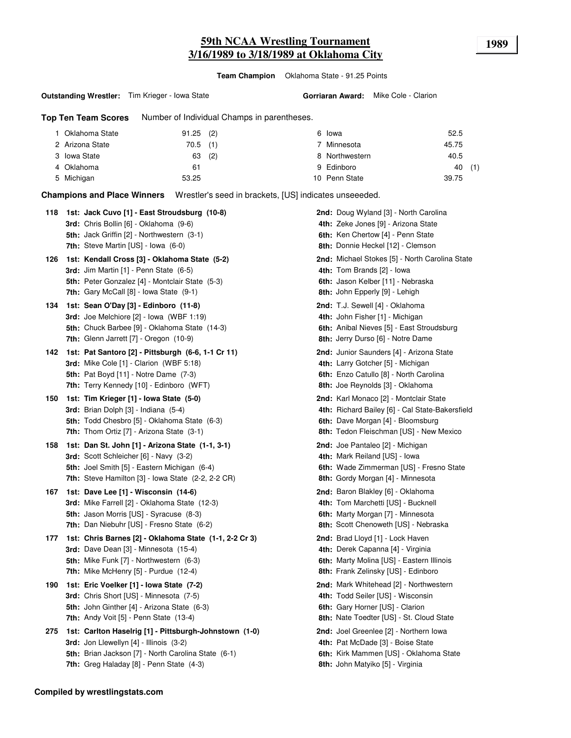# 59th NCAA Wrestling Tournament
## 3/16/1989 to 3/18/1989 at Oklahoma City

**1989**

**Team Champion** Oklahoma State - 91.25 Points

**Outstanding Wrestler:** Tim Krieger - Iowa State

**Gorriaran Award:** Mike Cole - Clarion

**Top Ten Team Scores** Number of Individual Champs in parentheses.

| Rank | Team | Points | Champs |
|---|---|---|---|
| 1 | Oklahoma State | 91.25 | (2) |
| 2 | Arizona State | 70.5 | (1) |
| 3 | Iowa State | 63 | (2) |
| 4 | Oklahoma | 61 | |
| 5 | Michigan | 53.25 | |
| 6 | Iowa | 52.5 | |
| 7 | Minnesota | 45.75 | |
| 8 | Northwestern | 40.5 | |
| 9 | Edinboro | 40 | (1) |
| 10 | Penn State | 39.75 | |

**Champions and Place Winners** Wrestler's seed in brackets, [US] indicates unseeeded.

**118**
- **1st: Jack Cuvo [1] - East Stroudsburg (10-8)**
- **2nd:** Doug Wyland [3] - North Carolina
- **3rd:** Chris Bollin [6] - Oklahoma (9-6)
- **4th:** Zeke Jones [9] - Arizona State
- **5th:** Jack Griffin [2] - Northwestern (3-1)
- **6th:** Ken Chertow [4] - Penn State
- **7th:** Steve Martin [US] - Iowa (6-0)
- **8th:** Donnie Heckel [12] - Clemson

**126**
- **1st: Kendall Cross [3] - Oklahoma State (5-2)**
- **2nd:** Michael Stokes [5] - North Carolina State
- **3rd:** Jim Martin [1] - Penn State (6-5)
- **4th:** Tom Brands [2] - Iowa
- **5th:** Peter Gonzalez [4] - Montclair State (5-3)
- **6th:** Jason Kelber [11] - Nebraska
- **7th:** Gary McCall [8] - Iowa State (9-1)
- **8th:** John Epperly [9] - Lehigh

**134**
- **1st: Sean O'Day [3] - Edinboro (11-8)**
- **2nd:** T.J. Sewell [4] - Oklahoma
- **3rd:** Joe Melchiore [2] - Iowa (WBF 1:19)
- **4th:** John Fisher [1] - Michigan
- **5th:** Chuck Barbee [9] - Oklahoma State (14-3)
- **6th:** Anibal Nieves [5] - East Stroudsburg
- **7th:** Glenn Jarrett [7] - Oregon (10-9)
- **8th:** Jerry Durso [6] - Notre Dame

**142**
- **1st: Pat Santoro [2] - Pittsburgh (6-6, 1-1 Cr 11)**
- **2nd:** Junior Saunders [4] - Arizona State
- **3rd:** Mike Cole [1] - Clarion (WBF 5:18)
- **4th:** Larry Gotcher [5] - Michigan
- **5th:** Pat Boyd [11] - Notre Dame (7-3)
- **6th:** Enzo Catullo [8] - North Carolina
- **7th:** Terry Kennedy [10] - Edinboro (WFT)
- **8th:** Joe Reynolds [3] - Oklahoma

**150**
- **1st: Tim Krieger [1] - Iowa State (5-0)**
- **2nd:** Karl Monaco [2] - Montclair State
- **3rd:** Brian Dolph [3] - Indiana (5-4)
- **4th:** Richard Bailey [6] - Cal State-Bakersfield
- **5th:** Todd Chesbro [5] - Oklahoma State (6-3)
- **6th:** Dave Morgan [4] - Bloomsburg
- **7th:** Thom Ortiz [7] - Arizona State (3-1)
- **8th:** Tedon Fleischman [US] - New Mexico

**158**
- **1st: Dan St. John [1] - Arizona State (1-1, 3-1)**
- **2nd:** Joe Pantaleo [2] - Michigan
- **3rd:** Scott Schleicher [6] - Navy (3-2)
- **4th:** Mark Reiland [US] - Iowa
- **5th:** Joel Smith [5] - Eastern Michigan (6-4)
- **6th:** Wade Zimmerman [US] - Fresno State
- **7th:** Steve Hamilton [3] - Iowa State (2-2, 2-2 CR)
- **8th:** Gordy Morgan [4] - Minnesota

**167**
- **1st: Dave Lee [1] - Wisconsin (14-6)**
- **2nd:** Baron Blakley [6] - Oklahoma
- **3rd:** Mike Farrell [2] - Oklahoma State (12-3)
- **4th:** Tom Marchetti [US] - Bucknell
- **5th:** Jason Morris [US] - Syracuse (8-3)
- **6th:** Marty Morgan [7] - Minnesota
- **7th:** Dan Niebuhr [US] - Fresno State (6-2)
- **8th:** Scott Chenoweth [US] - Nebraska

**177**
- **1st: Chris Barnes [2] - Oklahoma State (1-1, 2-2 Cr 3)**
- **2nd:** Brad Lloyd [1] - Lock Haven
- **3rd:** Dave Dean [3] - Minnesota (15-4)
- **4th:** Derek Capanna [4] - Virginia
- **5th:** Mike Funk [7] - Northwestern (6-3)
- **6th:** Marty Molina [US] - Eastern Illinois
- **7th:** Mike McHenry [5] - Purdue (12-4)
- **8th:** Frank Zelinsky [US] - Edinboro

**190**
- **1st: Eric Voelker [1] - Iowa State (7-2)**
- **2nd:** Mark Whitehead [2] - Northwestern
- **3rd:** Chris Short [US] - Minnesota (7-5)
- **4th:** Todd Seiler [US] - Wisconsin
- **5th:** John Ginther [4] - Arizona State (6-3)
- **6th:** Gary Horner [US] - Clarion
- **7th:** Andy Voit [5] - Penn State (13-4)
- **8th:** Nate Toedter [US] - St. Cloud State

**275**
- **1st: Carlton Haselrig [1] - Pittsburgh-Johnstown (1-0)**
- **2nd:** Joel Greenlee [2] - Northern Iowa
- **3rd:** Jon Llewellyn [4] - Illinois (3-2)
- **4th:** Pat McDade [3] - Boise State
- **5th:** Brian Jackson [7] - North Carolina State (6-1)
- **6th:** Kirk Mammen [US] - Oklahoma State
- **7th:** Greg Haladay [8] - Penn State (4-3)
- **8th:** John Matyiko [5] - Virginia

**Compiled by wrestlingstats.com**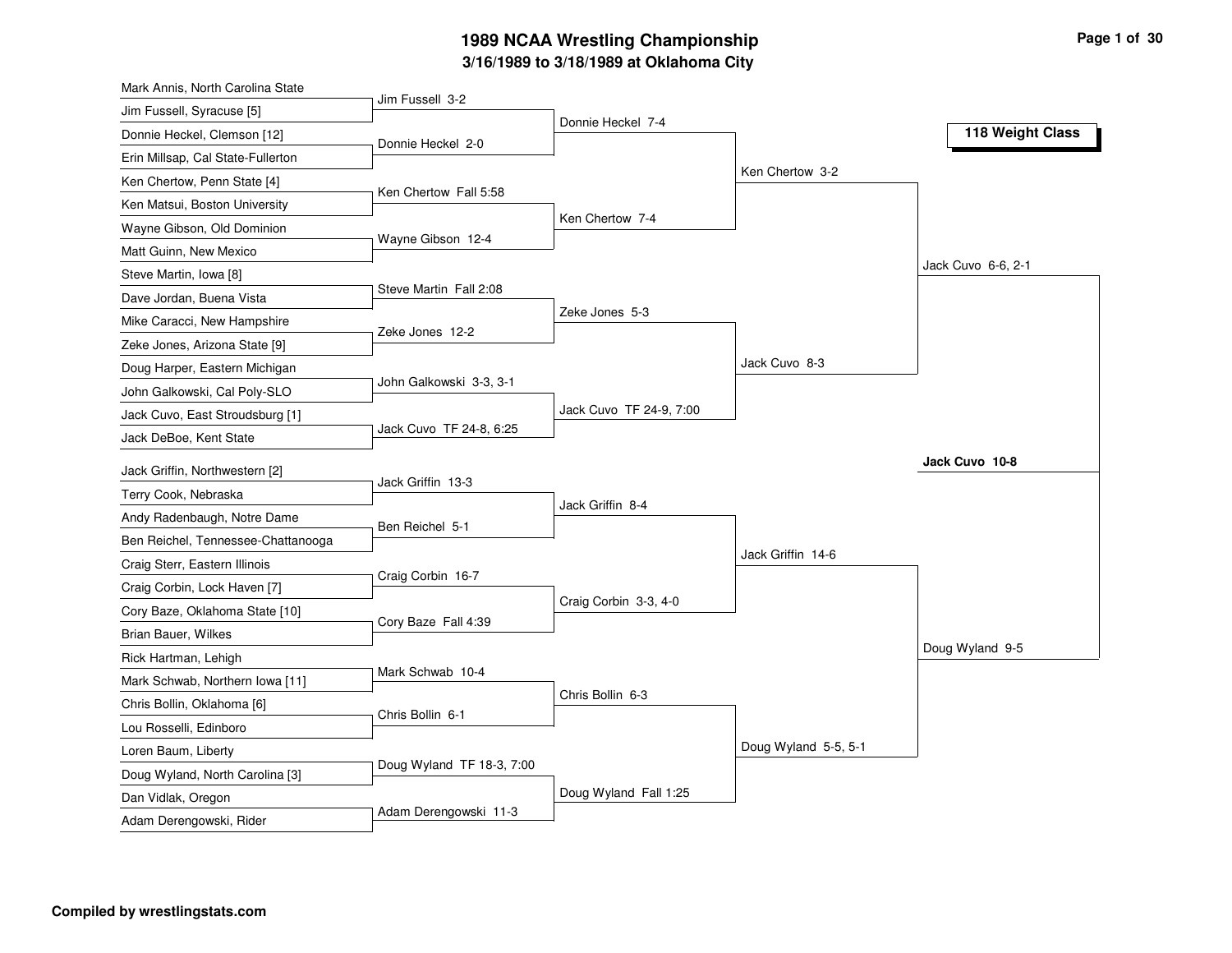# 1989 NCAA Wrestling Championship

## 3/16/1989 to 3/18/1989 at Oklahoma City

**118 Weight Class**

### First Round

- Mark Annis, North Carolina State vs. Jim Fussell, Syracuse [5] — Jim Fussell 3-2
- Donnie Heckel, Clemson [12] vs. Erin Millsap, Cal State-Fullerton — Donnie Heckel 2-0
- Ken Chertow, Penn State [4] vs. Ken Matsui, Boston University — Ken Chertow Fall 5:58
- Wayne Gibson, Old Dominion vs. Matt Guinn, New Mexico — Wayne Gibson 12-4
- Steve Martin, Iowa [8] vs. Dave Jordan, Buena Vista — Steve Martin Fall 2:08
- Mike Caracci, New Hampshire vs. Zeke Jones, Arizona State [9] — Zeke Jones 12-2
- Doug Harper, Eastern Michigan vs. John Galkowski, Cal Poly-SLO — John Galkowski 3-3, 3-1
- Jack Cuvo, East Stroudsburg [1] vs. Jack DeBoe, Kent State — Jack Cuvo TF 24-8, 6:25
- Jack Griffin, Northwestern [2] vs. Terry Cook, Nebraska — Jack Griffin 13-3
- Andy Radenbaugh, Notre Dame vs. Ben Reichel, Tennessee-Chattanooga — Ben Reichel 5-1
- Craig Sterr, Eastern Illinois vs. Craig Corbin, Lock Haven [7] — Craig Corbin 16-7
- Cory Baze, Oklahoma State [10] vs. Brian Bauer, Wilkes — Cory Baze Fall 4:39
- Rick Hartman, Lehigh vs. Mark Schwab, Northern Iowa [11] — Mark Schwab 10-4
- Chris Bollin, Oklahoma [6] vs. Lou Rosselli, Edinboro — Chris Bollin 6-1
- Loren Baum, Liberty vs. Doug Wyland, North Carolina [3] — Doug Wyland TF 18-3, 7:00
- Dan Vidlak, Oregon vs. Adam Derengowski, Rider — Adam Derengowski 11-3

### Second Round

- Donnie Heckel 7-4
- Ken Chertow 7-4
- Zeke Jones 5-3
- Jack Cuvo TF 24-9, 7:00
- Jack Griffin 8-4
- Craig Corbin 3-3, 4-0
- Chris Bollin 6-3
- Doug Wyland Fall 1:25

### Quarterfinals

- Ken Chertow 3-2
- Jack Cuvo 8-3
- Jack Griffin 14-6
- Doug Wyland 5-5, 5-1

### Semifinals

- Jack Cuvo 6-6, 2-1
- Doug Wyland 9-5

### Final

**Jack Cuvo 10-8**

**Compiled by wrestlingstats.com**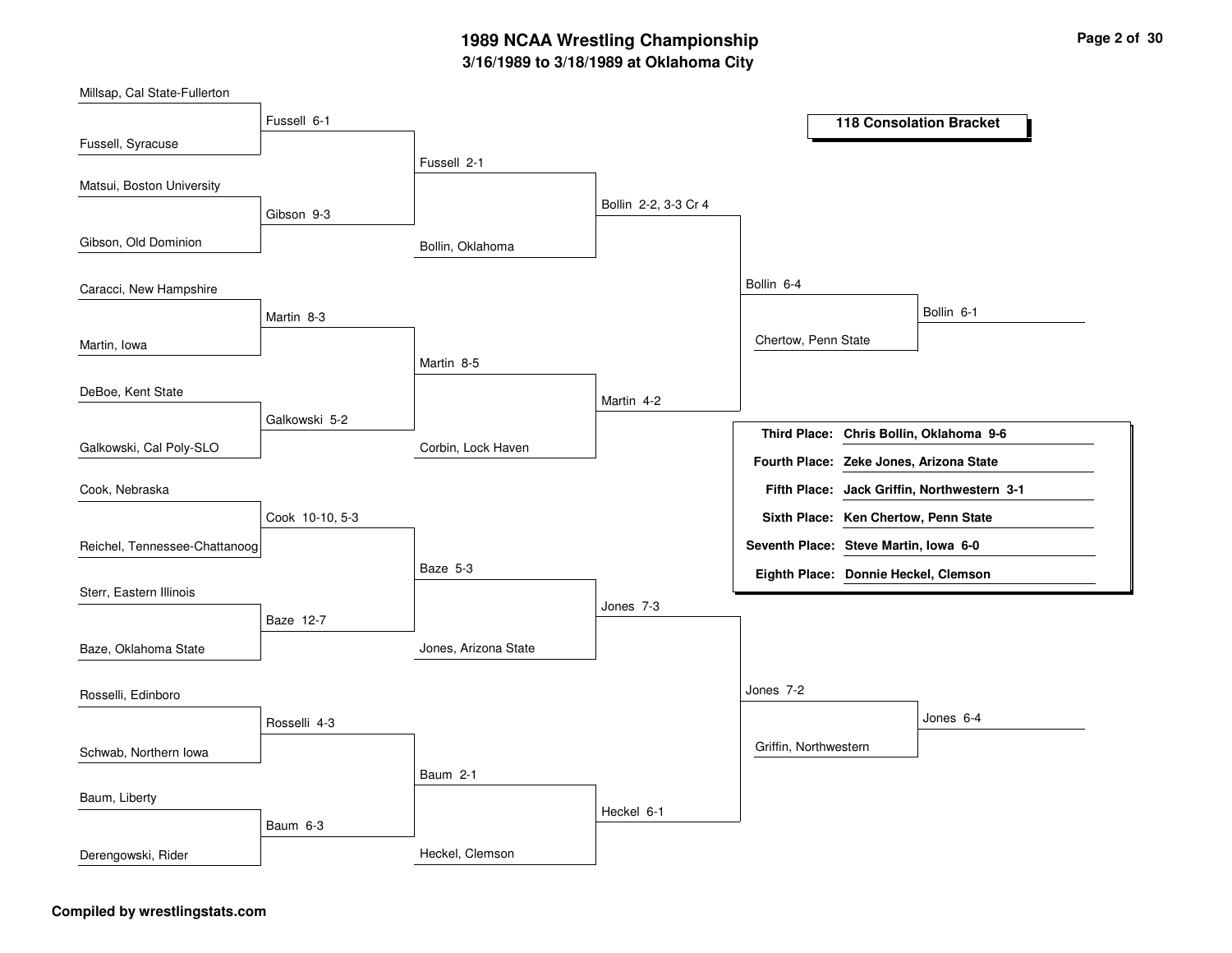# 1989 NCAA Wrestling Championship

## 3/16/1989 to 3/18/1989 at Oklahoma City

### 118 Consolation Bracket

**First Round**

- Millsap, Cal State-Fullerton vs. Fussell, Syracuse — Fussell 6-1
- Matsui, Boston University vs. Gibson, Old Dominion — Gibson 9-3
- Caracci, New Hampshire vs. Martin, Iowa — Martin 8-3
- DeBoe, Kent State vs. Galkowski, Cal Poly-SLO — Galkowski 5-2
- Cook, Nebraska vs. Reichel, Tennessee-Chattanoog — Cook 10-10, 5-3
- Sterr, Eastern Illinois vs. Baze, Oklahoma State — Baze 12-7
- Rosselli, Edinboro vs. Schwab, Northern Iowa — Rosselli 4-3
- Baum, Liberty vs. Derengowski, Rider — Baum 6-3

**Second Round**

- Fussell vs. Gibson — Fussell 2-1
- Martin vs. Galkowski — Martin 8-5
- Cook vs. Baze — Baze 5-3
- Rosselli vs. Baum — Baum 2-1

**Third Round**

- Fussell vs. Bollin, Oklahoma — Bollin 2-2, 3-3 Cr 4
- Martin vs. Corbin, Lock Haven — Martin 4-2
- Baze vs. Jones, Arizona State — Jones 7-3
- Baum vs. Heckel, Clemson — Heckel 6-1

**Fourth Round**

- Bollin vs. Martin — Bollin 6-4
- Jones vs. Heckel — Jones 7-2

**Fifth Round**

- Bollin vs. Chertow, Penn State — Bollin 6-1
- Jones vs. Griffin, Northwestern — Jones 6-4

| Place | Wrestler |
|---|---|
| Third Place: | Chris Bollin, Oklahoma 9-6 |
| Fourth Place: | Zeke Jones, Arizona State |
| Fifth Place: | Jack Griffin, Northwestern 3-1 |
| Sixth Place: | Ken Chertow, Penn State |
| Seventh Place: | Steve Martin, Iowa 6-0 |
| Eighth Place: | Donnie Heckel, Clemson |

**Compiled by wrestlingstats.com**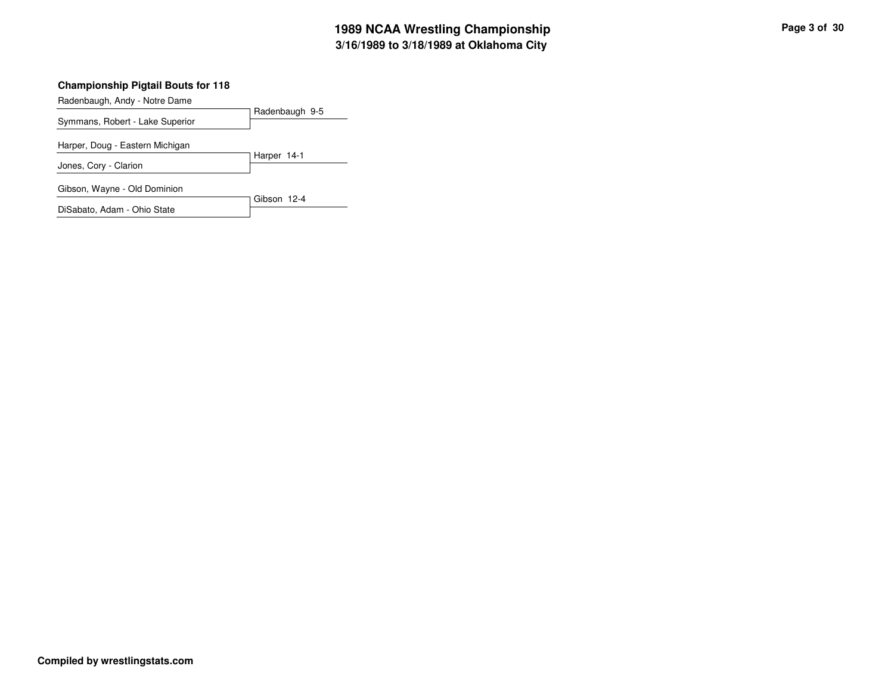### Championship Pigtail Bouts for 118

| Wrestler | Result |
| --- | --- |
| Radenbaugh, Andy - Notre Dame | Radenbaugh 9-5 |
| Symmans, Robert - Lake Superior | |
| Harper, Doug - Eastern Michigan | Harper 14-1 |
| Jones, Cory - Clarion | |
| Gibson, Wayne - Old Dominion | Gibson 12-4 |
| DiSabato, Adam - Ohio State | |

**Compiled by wrestlingstats.com**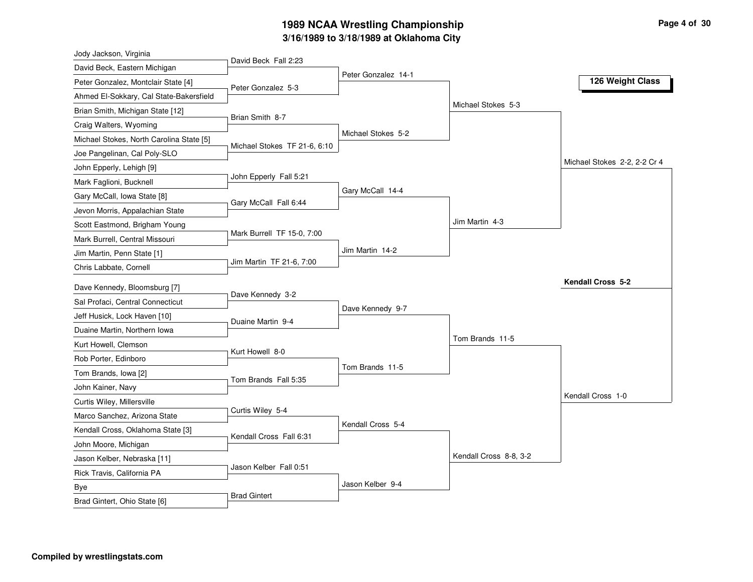# 1989 NCAA Wrestling Championship

## 3/16/1989 to 3/18/1989 at Oklahoma City

### 126 Weight Class

**First Round**

| Wrestler 1 | Wrestler 2 | Winner |
|---|---|---|
| Jody Jackson, Virginia | David Beck, Eastern Michigan | David Beck Fall 2:23 |
| Peter Gonzalez, Montclair State [4] | Ahmed El-Sokkary, Cal State-Bakersfield | Peter Gonzalez 5-3 |
| Brian Smith, Michigan State [12] | Craig Walters, Wyoming | Brian Smith 8-7 |
| Michael Stokes, North Carolina State [5] | Joe Pangelinan, Cal Poly-SLO | Michael Stokes TF 21-6, 6:10 |
| John Epperly, Lehigh [9] | Mark Faglioni, Bucknell | John Epperly Fall 5:21 |
| Gary McCall, Iowa State [8] | Jevon Morris, Appalachian State | Gary McCall Fall 6:44 |
| Scott Eastmond, Brigham Young | Mark Burrell, Central Missouri | Mark Burrell TF 15-0, 7:00 |
| Jim Martin, Penn State [1] | Chris Labbate, Cornell | Jim Martin TF 21-6, 7:00 |
| Dave Kennedy, Bloomsburg [7] | Sal Profaci, Central Connecticut | Dave Kennedy 3-2 |
| Jeff Husick, Lock Haven [10] | Duaine Martin, Northern Iowa | Duaine Martin 9-4 |
| Kurt Howell, Clemson | Rob Porter, Edinboro | Kurt Howell 8-0 |
| Tom Brands, Iowa [2] | John Kainer, Navy | Tom Brands Fall 5:35 |
| Curtis Wiley, Millersville | Marco Sanchez, Arizona State | Curtis Wiley 5-4 |
| Kendall Cross, Oklahoma State [3] | John Moore, Michigan | Kendall Cross Fall 6:31 |
| Jason Kelber, Nebraska [11] | Rick Travis, California PA | Jason Kelber Fall 0:51 |
| Bye | Brad Gintert, Ohio State [6] | Brad Gintert |

**Second Round**

- Peter Gonzalez 14-1
- Michael Stokes 5-2
- Gary McCall 14-4
- Jim Martin 14-2
- Dave Kennedy 9-7
- Tom Brands 11-5
- Kendall Cross 5-4
- Jason Kelber 9-4

**Quarterfinals**

- Michael Stokes 5-3
- Jim Martin 4-3
- Tom Brands 11-5
- Kendall Cross 8-8, 3-2

**Semifinals**

- Michael Stokes 2-2, 2-2 Cr 4
- Kendall Cross 1-0

**Final**

- **Kendall Cross 5-2**

**Compiled by wrestlingstats.com**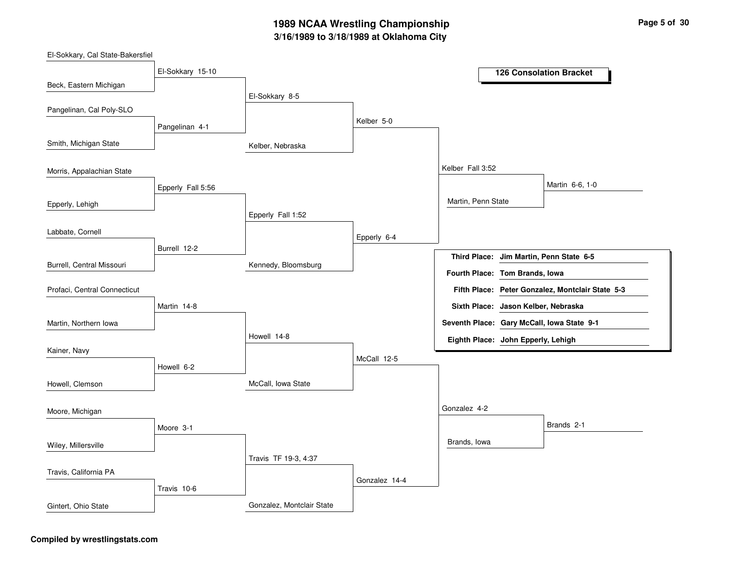# 1989 NCAA Wrestling Championship

## 3/16/1989 to 3/18/1989 at Oklahoma City

### 126 Consolation Bracket

**First Round**

- El-Sokkary, Cal State-Bakersfiel vs. Beck, Eastern Michigan — El-Sokkary 15-10
- Pangelinan, Cal Poly-SLO vs. Smith, Michigan State — Pangelinan 4-1
- Morris, Appalachian State vs. Epperly, Lehigh — Epperly Fall 5:56
- Labbate, Cornell vs. Burrell, Central Missouri — Burrell 12-2
- Profaci, Central Connecticut vs. Martin, Northern Iowa — Martin 14-8
- Kainer, Navy vs. Howell, Clemson — Howell 6-2
- Moore, Michigan vs. Wiley, Millersville — Moore 3-1
- Travis, California PA vs. Gintert, Ohio State — Travis 10-6

**Second Round**

- El-Sokkary vs. Pangelinan — El-Sokkary 8-5
- Epperly vs. Burrell — Epperly Fall 1:52
- Martin vs. Howell — Howell 14-8
- Moore vs. Travis — Travis TF 19-3, 4:37

**Third Round**

- El-Sokkary vs. Kelber, Nebraska — Kelber 5-0
- Epperly vs. Kennedy, Bloomsburg — Epperly 6-4
- Howell vs. McCall, Iowa State — McCall 12-5
- Travis vs. Gonzalez, Montclair State — Gonzalez 14-4

**Fourth Round**

- Kelber vs. Epperly — Kelber Fall 3:52
- McCall vs. Gonzalez — Gonzalez 4-2

**Fifth Round**

- Kelber vs. Martin, Penn State — Martin 6-6, 1-0
- Gonzalez vs. Brands, Iowa — Brands 2-1

**Final Placings**

| Place | Wrestler |
|---|---|
| Third Place: | Jim Martin, Penn State 6-5 |
| Fourth Place: | Tom Brands, Iowa |
| Fifth Place: | Peter Gonzalez, Montclair State 5-3 |
| Sixth Place: | Jason Kelber, Nebraska |
| Seventh Place: | Gary McCall, Iowa State 9-1 |
| Eighth Place: | John Epperly, Lehigh |

**Compiled by wrestlingstats.com**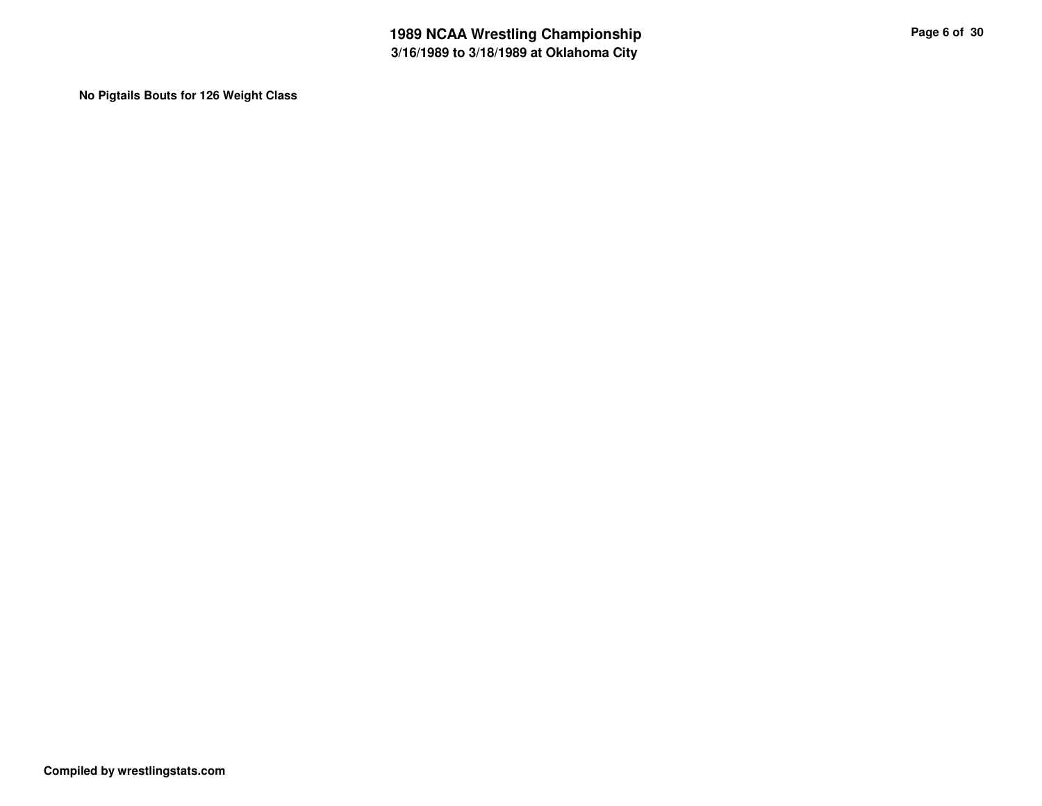**No Pigtails Bouts for 126 Weight Class**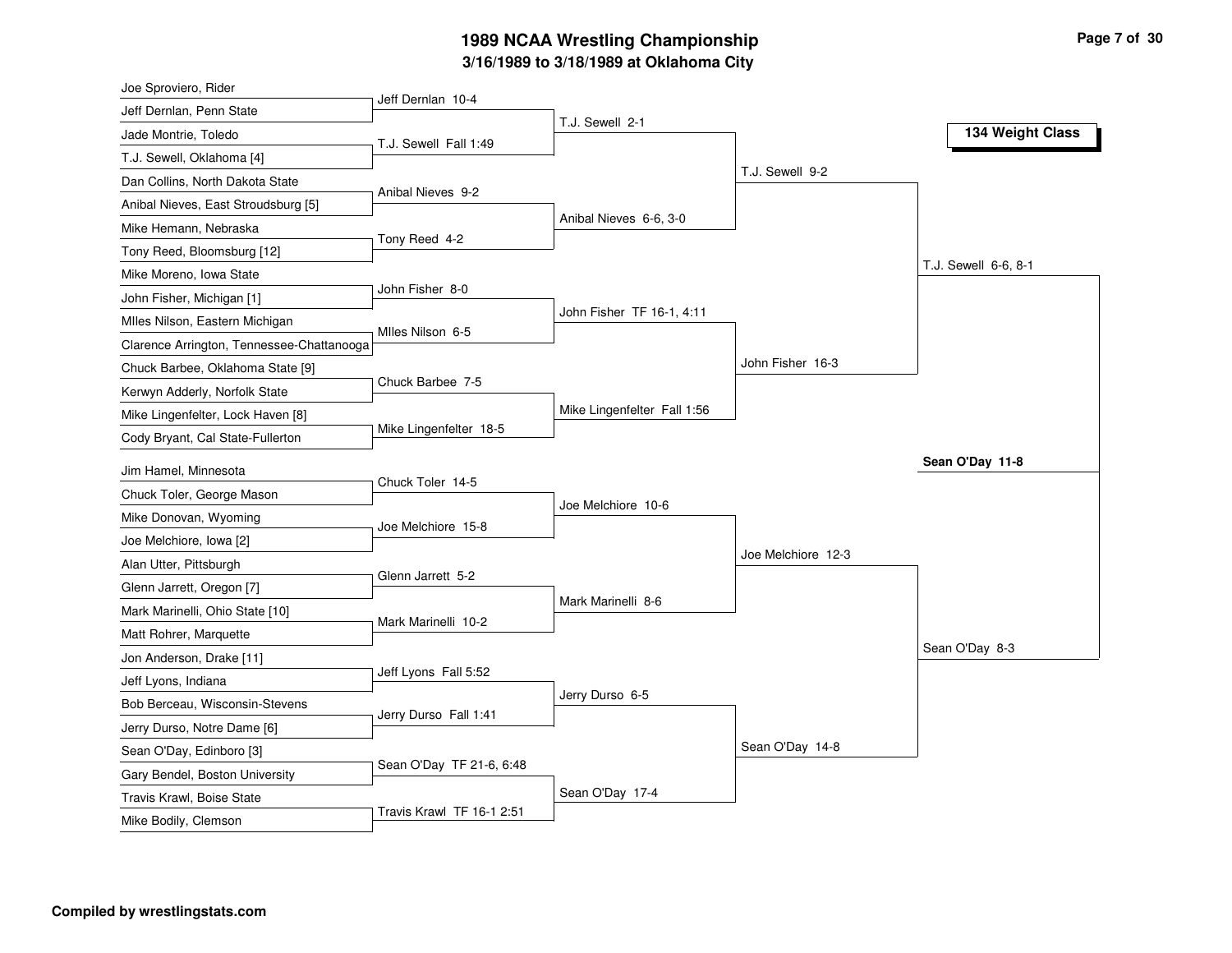# 1989 NCAA Wrestling Championship

## 3/16/1989 to 3/18/1989 at Oklahoma City

### 134 Weight Class

**First Round**

| Wrestler 1 | Wrestler 2 | Result |
|---|---|---|
| Joe Sproviero, Rider | Jeff Dernlan, Penn State | Jeff Dernlan 10-4 |
| Jade Montrie, Toledo | T.J. Sewell, Oklahoma [4] | T.J. Sewell Fall 1:49 |
| Dan Collins, North Dakota State | Anibal Nieves, East Stroudsburg [5] | Anibal Nieves 9-2 |
| Mike Hemann, Nebraska | Tony Reed, Bloomsburg [12] | Tony Reed 4-2 |
| Mike Moreno, Iowa State | John Fisher, Michigan [1] | John Fisher 8-0 |
| MIles Nilson, Eastern Michigan | Clarence Arrington, Tennessee-Chattanooga | MIles Nilson 6-5 |
| Chuck Barbee, Oklahoma State [9] | Kerwyn Adderly, Norfolk State | Chuck Barbee 7-5 |
| Mike Lingenfelter, Lock Haven [8] | Cody Bryant, Cal State-Fullerton | Mike Lingenfelter 18-5 |
| Jim Hamel, Minnesota | Chuck Toler, George Mason | Chuck Toler 14-5 |
| Mike Donovan, Wyoming | Joe Melchiore, Iowa [2] | Joe Melchiore 15-8 |
| Alan Utter, Pittsburgh | Glenn Jarrett, Oregon [7] | Glenn Jarrett 5-2 |
| Mark Marinelli, Ohio State [10] | Matt Rohrer, Marquette | Mark Marinelli 10-2 |
| Jon Anderson, Drake [11] | Jeff Lyons, Indiana | Jeff Lyons Fall 5:52 |
| Bob Berceau, Wisconsin-Stevens | Jerry Durso, Notre Dame [6] | Jerry Durso Fall 1:41 |
| Sean O'Day, Edinboro [3] | Gary Bendel, Boston University | Sean O'Day TF 21-6, 6:48 |
| Travis Krawl, Boise State | Mike Bodily, Clemson | Travis Krawl TF 16-1 2:51 |

**Second Round**

- T.J. Sewell 2-1
- Anibal Nieves 6-6, 3-0
- John Fisher TF 16-1, 4:11
- Mike Lingenfelter Fall 1:56
- Joe Melchiore 10-6
- Mark Marinelli 8-6
- Jerry Durso 6-5
- Sean O'Day 17-4

**Quarterfinals**

- T.J. Sewell 9-2
- John Fisher 16-3
- Joe Melchiore 12-3
- Sean O'Day 14-8

**Semifinals**

- T.J. Sewell 6-6, 8-1
- Sean O'Day 8-3

**Final**

**Sean O'Day 11-8**

Compiled by wrestlingstats.com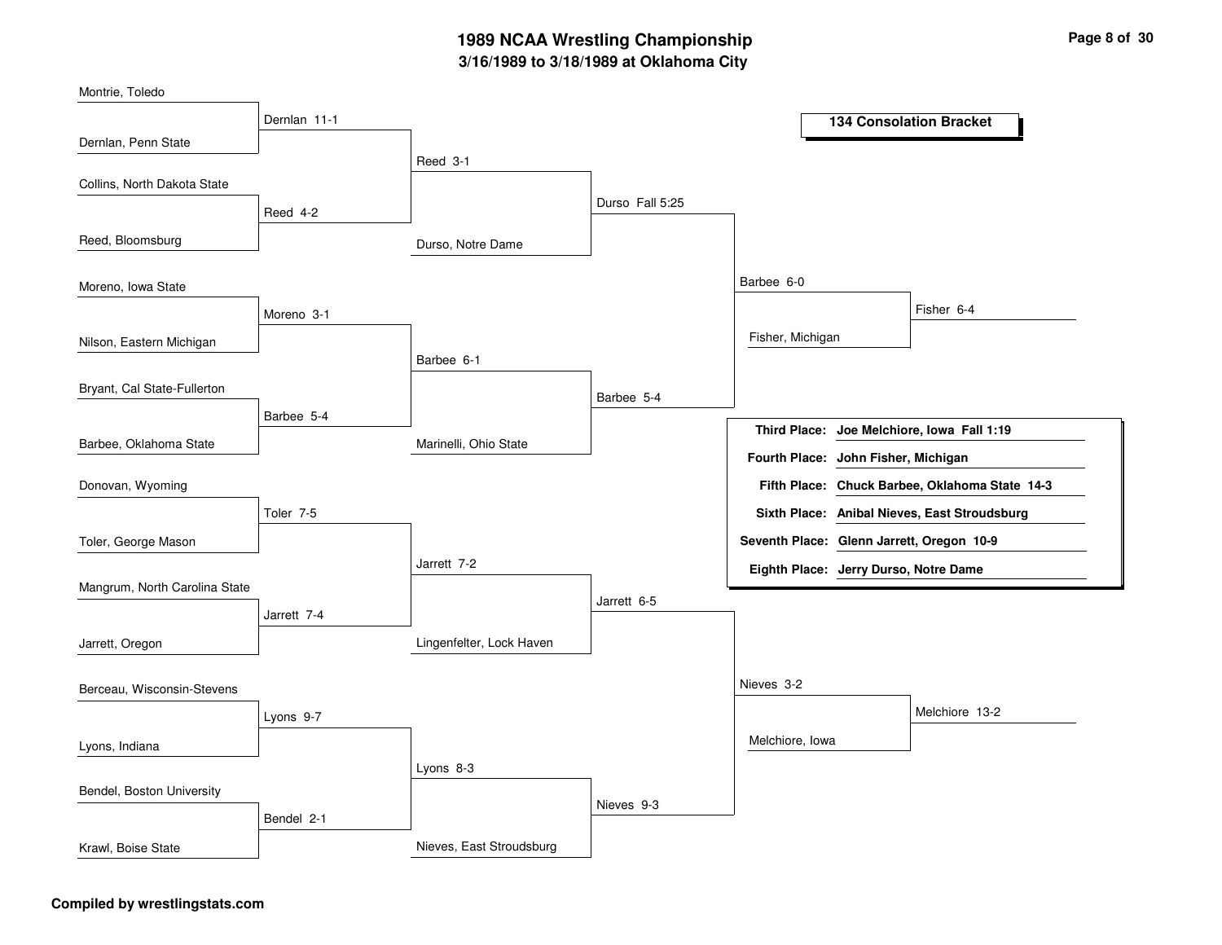# 1989 NCAA Wrestling Championship

## 3/16/1989 to 3/18/1989 at Oklahoma City

### 134 Consolation Bracket

**Round 1**

| Wrestler 1 | Wrestler 2 | Winner |
|---|---|---|
| Montrie, Toledo | Dernlan, Penn State | Dernlan 11-1 |
| Collins, North Dakota State | Reed, Bloomsburg | Reed 4-2 |
| Moreno, Iowa State | Nilson, Eastern Michigan | Moreno 3-1 |
| Bryant, Cal State-Fullerton | Barbee, Oklahoma State | Barbee 5-4 |
| Donovan, Wyoming | Toler, George Mason | Toler 7-5 |
| Mangrum, North Carolina State | Jarrett, Oregon | Jarrett 7-4 |
| Berceau, Wisconsin-Stevens | Lyons, Indiana | Lyons 9-7 |
| Bendel, Boston University | Krawl, Boise State | Bendel 2-1 |

**Round 2**

| Wrestler 1 | Wrestler 2 | Winner |
|---|---|---|
| Dernlan | Reed | Reed 3-1 |
| Moreno | Barbee | Barbee 6-1 |
| Toler | Jarrett | Jarrett 7-2 |
| Lyons | Bendel | Lyons 8-3 |

**Round 3**

| Wrestler 1 | Wrestler 2 | Winner |
|---|---|---|
| Reed | Durso, Notre Dame | Durso Fall 5:25 |
| Barbee | Marinelli, Ohio State | Barbee 5-4 |
| Jarrett | Lingenfelter, Lock Haven | Jarrett 6-5 |
| Lyons | Nieves, East Stroudsburg | Nieves 9-3 |

**Round 4**

| Wrestler 1 | Wrestler 2 | Winner |
|---|---|---|
| Durso | Barbee | Barbee 6-0 |
| Jarrett | Nieves | Nieves 3-2 |

**Round 5**

| Wrestler 1 | Wrestler 2 | Winner |
|---|---|---|
| Barbee | Fisher, Michigan | Fisher 6-4 |
| Nieves | Melchiore, Iowa | Melchiore 13-2 |

**Final Placings**

- **Third Place:** Joe Melchiore, Iowa Fall 1:19
- **Fourth Place:** John Fisher, Michigan
- **Fifth Place:** Chuck Barbee, Oklahoma State 14-3
- **Sixth Place:** Anibal Nieves, East Stroudsburg
- **Seventh Place:** Glenn Jarrett, Oregon 10-9
- **Eighth Place:** Jerry Durso, Notre Dame

**Compiled by wrestlingstats.com**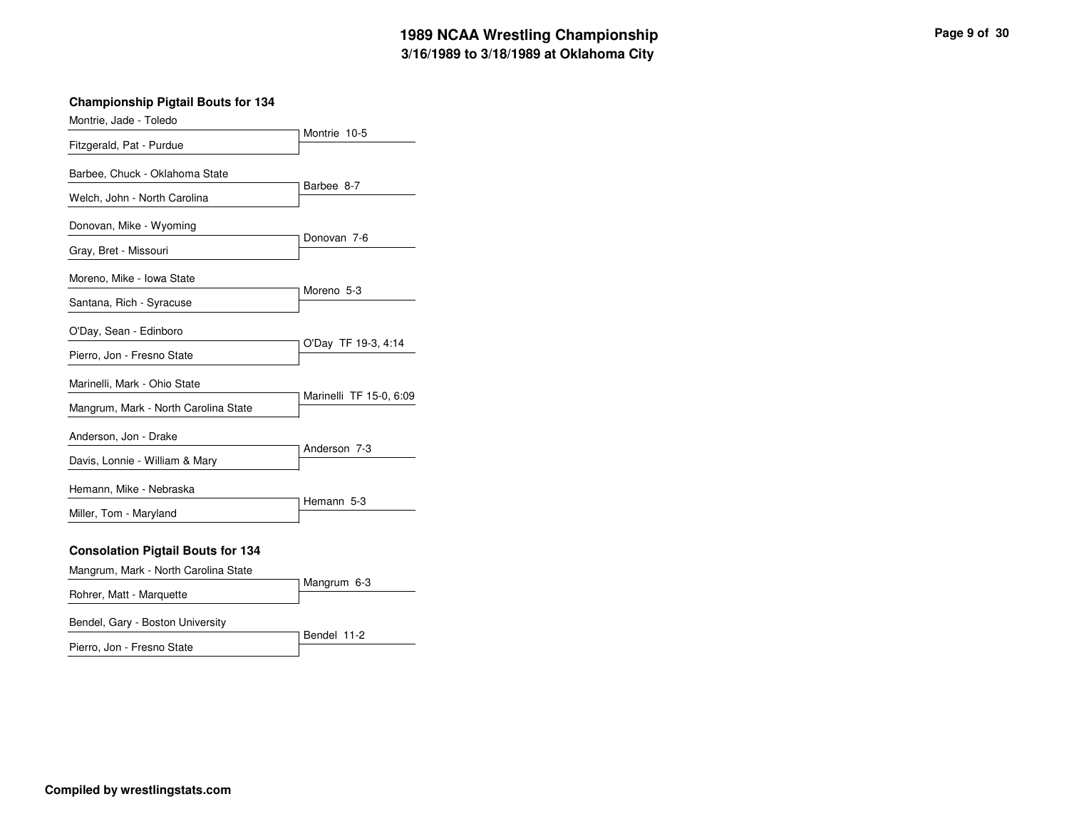# 1989 NCAA Wrestling Championship
## 3/16/1989 to 3/18/1989 at Oklahoma City

### Championship Pigtail Bouts for 134

| Wrestler 1 | Wrestler 2 | Result |
|---|---|---|
| Montrie, Jade - Toledo | Fitzgerald, Pat - Purdue | Montrie 10-5 |
| Barbee, Chuck - Oklahoma State | Welch, John - North Carolina | Barbee 8-7 |
| Donovan, Mike - Wyoming | Gray, Bret - Missouri | Donovan 7-6 |
| Moreno, Mike - Iowa State | Santana, Rich - Syracuse | Moreno 5-3 |
| O'Day, Sean - Edinboro | Pierro, Jon - Fresno State | O'Day TF 19-3, 4:14 |
| Marinelli, Mark - Ohio State | Mangrum, Mark - North Carolina State | Marinelli TF 15-0, 6:09 |
| Anderson, Jon - Drake | Davis, Lonnie - William & Mary | Anderson 7-3 |
| Hemann, Mike - Nebraska | Miller, Tom - Maryland | Hemann 5-3 |

### Consolation Pigtail Bouts for 134

| Wrestler 1 | Wrestler 2 | Result |
|---|---|---|
| Mangrum, Mark - North Carolina State | Rohrer, Matt - Marquette | Mangrum 6-3 |
| Bendel, Gary - Boston University | Pierro, Jon - Fresno State | Bendel 11-2 |

**Compiled by wrestlingstats.com**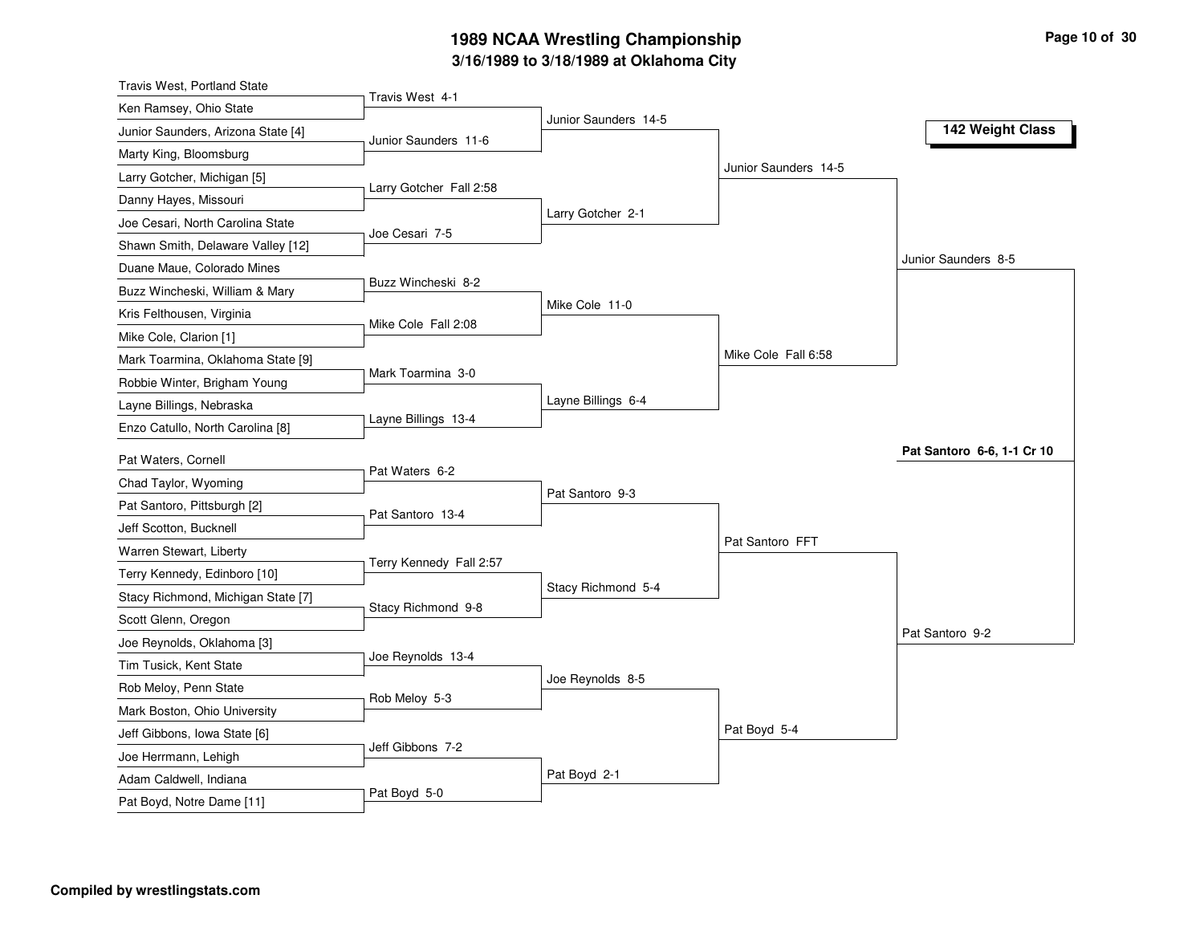# 1989 NCAA Wrestling Championship

## 3/16/1989 to 3/18/1989 at Oklahoma City

### 142 Weight Class

**First Round**

- Travis West, Portland State vs. Ken Ramsey, Ohio State — Travis West 4-1
- Junior Saunders, Arizona State [4] vs. Marty King, Bloomsburg — Junior Saunders 11-6
- Larry Gotcher, Michigan [5] vs. Danny Hayes, Missouri — Larry Gotcher Fall 2:58
- Joe Cesari, North Carolina State vs. Shawn Smith, Delaware Valley [12] — Joe Cesari 7-5
- Duane Maue, Colorado Mines vs. Buzz Wincheski, William & Mary — Buzz Wincheski 8-2
- Kris Felthousen, Virginia vs. Mike Cole, Clarion [1] — Mike Cole Fall 2:08
- Mark Toarmina, Oklahoma State [9] vs. Robbie Winter, Brigham Young — Mark Toarmina 3-0
- Layne Billings, Nebraska vs. Enzo Catullo, North Carolina [8] — Layne Billings 13-4
- Pat Waters, Cornell vs. Chad Taylor, Wyoming — Pat Waters 6-2
- Pat Santoro, Pittsburgh [2] vs. Jeff Scotton, Bucknell — Pat Santoro 13-4
- Warren Stewart, Liberty vs. Terry Kennedy, Edinboro [10] — Terry Kennedy Fall 2:57
- Stacy Richmond, Michigan State [7] vs. Scott Glenn, Oregon — Stacy Richmond 9-8
- Joe Reynolds, Oklahoma [3] vs. Tim Tusick, Kent State — Joe Reynolds 13-4
- Rob Meloy, Penn State vs. Mark Boston, Ohio University — Rob Meloy 5-3
- Jeff Gibbons, Iowa State [6] vs. Joe Herrmann, Lehigh — Jeff Gibbons 7-2
- Adam Caldwell, Indiana vs. Pat Boyd, Notre Dame [11] — Pat Boyd 5-0

**Second Round**

- Junior Saunders 14-5
- Larry Gotcher 2-1
- Mike Cole 11-0
- Layne Billings 6-4
- Pat Santoro 9-3
- Stacy Richmond 5-4
- Joe Reynolds 8-5
- Pat Boyd 2-1

**Quarterfinals**

- Junior Saunders 14-5
- Mike Cole Fall 6:58
- Pat Santoro FFT
- Pat Boyd 5-4

**Semifinals**

- Junior Saunders 8-5
- Pat Santoro 9-2

**Final**

- **Pat Santoro 6-6, 1-1 Cr 10**

Compiled by wrestlingstats.com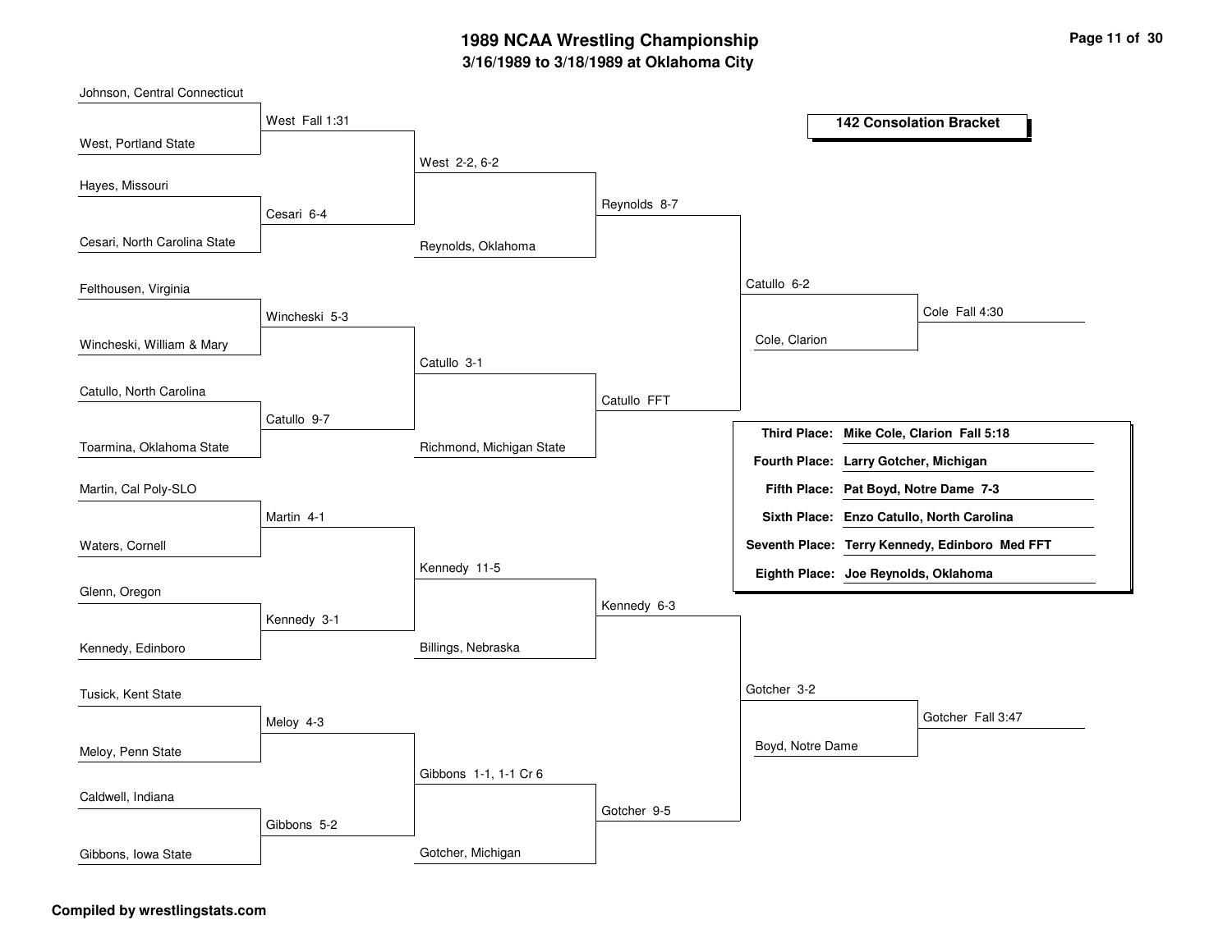# 1989 NCAA Wrestling Championship

## 3/16/1989 to 3/18/1989 at Oklahoma City

### 142 Consolation Bracket

**Round 1**

| Wrestler | Wrestler | Result |
|---|---|---|
| Johnson, Central Connecticut | West, Portland State | West Fall 1:31 |
| Hayes, Missouri | Cesari, North Carolina State | Cesari 6-4 |
| Felthousen, Virginia | Wincheski, William & Mary | Wincheski 5-3 |
| Catullo, North Carolina | Toarmina, Oklahoma State | Catullo 9-7 |
| Martin, Cal Poly-SLO | Waters, Cornell | Martin 4-1 |
| Glenn, Oregon | Kennedy, Edinboro | Kennedy 3-1 |
| Tusick, Kent State | Meloy, Penn State | Meloy 4-3 |
| Caldwell, Indiana | Gibbons, Iowa State | Gibbons 5-2 |

**Round 2**

| Wrestler | Wrestler | Result |
|---|---|---|
| West | Cesari | West 2-2, 6-2 |
| Wincheski | Catullo | Catullo 3-1 |
| Martin | Kennedy | Kennedy 11-5 |
| Meloy | Gibbons | Gibbons 1-1, 1-1 Cr 6 |

**Round 3**

| Wrestler | Wrestler | Result |
|---|---|---|
| West | Reynolds, Oklahoma | Reynolds 8-7 |
| Catullo | Richmond, Michigan State | Catullo FFT |
| Kennedy | Billings, Nebraska | Kennedy 6-3 |
| Gibbons | Gotcher, Michigan | Gotcher 9-5 |

**Round 4**

| Wrestler | Wrestler | Result |
|---|---|---|
| Reynolds | Catullo | Catullo 6-2 |
| Kennedy | Gotcher | Gotcher 3-2 |

**Consolation Semifinals**

| Wrestler | Wrestler | Result |
|---|---|---|
| Catullo | Cole, Clarion | Cole Fall 4:30 |
| Gotcher | Boyd, Notre Dame | Gotcher Fall 3:47 |

**Final Placements**

| Place | Wrestler |
|---|---|
| Third Place: | Mike Cole, Clarion Fall 5:18 |
| Fourth Place: | Larry Gotcher, Michigan |
| Fifth Place: | Pat Boyd, Notre Dame 7-3 |
| Sixth Place: | Enzo Catullo, North Carolina |
| Seventh Place: | Terry Kennedy, Edinboro Med FFT |
| Eighth Place: | Joe Reynolds, Oklahoma |

**Compiled by wrestlingstats.com**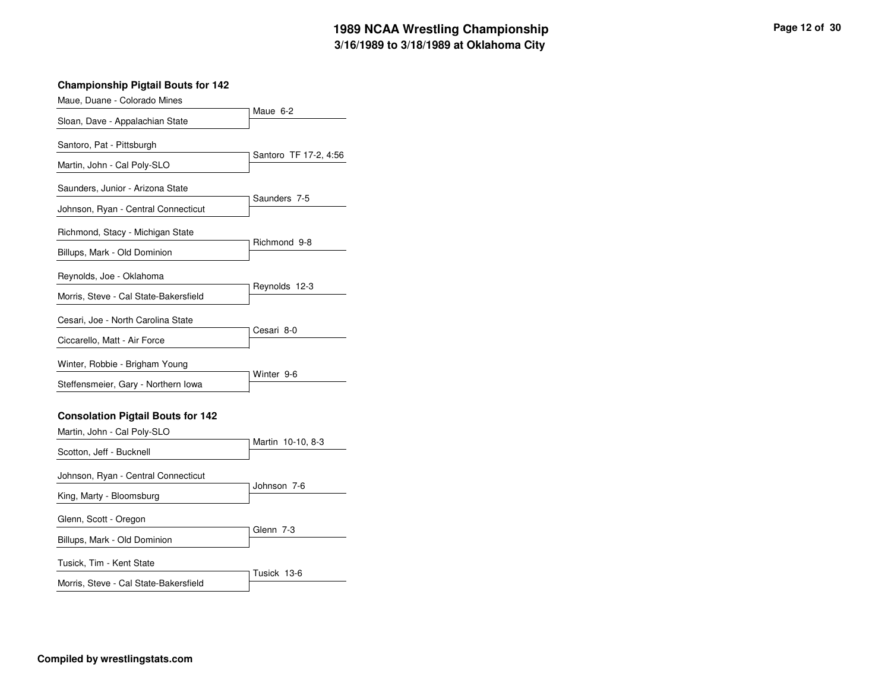# 1989 NCAA Wrestling Championship

## 3/16/1989 to 3/18/1989 at Oklahoma City

### Championship Pigtail Bouts for 142

| Wrestler 1 | Wrestler 2 | Result |
| --- | --- | --- |
| Maue, Duane - Colorado Mines | Sloan, Dave - Appalachian State | Maue 6-2 |
| Santoro, Pat - Pittsburgh | Martin, John - Cal Poly-SLO | Santoro TF 17-2, 4:56 |
| Saunders, Junior - Arizona State | Johnson, Ryan - Central Connecticut | Saunders 7-5 |
| Richmond, Stacy - Michigan State | Billups, Mark - Old Dominion | Richmond 9-8 |
| Reynolds, Joe - Oklahoma | Morris, Steve - Cal State-Bakersfield | Reynolds 12-3 |
| Cesari, Joe - North Carolina State | Ciccarello, Matt - Air Force | Cesari 8-0 |
| Winter, Robbie - Brigham Young | Steffensmeier, Gary - Northern Iowa | Winter 9-6 |

### Consolation Pigtail Bouts for 142

| Wrestler 1 | Wrestler 2 | Result |
| --- | --- | --- |
| Martin, John - Cal Poly-SLO | Scotton, Jeff - Bucknell | Martin 10-10, 8-3 |
| Johnson, Ryan - Central Connecticut | King, Marty - Bloomsburg | Johnson 7-6 |
| Glenn, Scott - Oregon | Billups, Mark - Old Dominion | Glenn 7-3 |
| Tusick, Tim - Kent State | Morris, Steve - Cal State-Bakersfield | Tusick 13-6 |

**Compiled by wrestlingstats.com**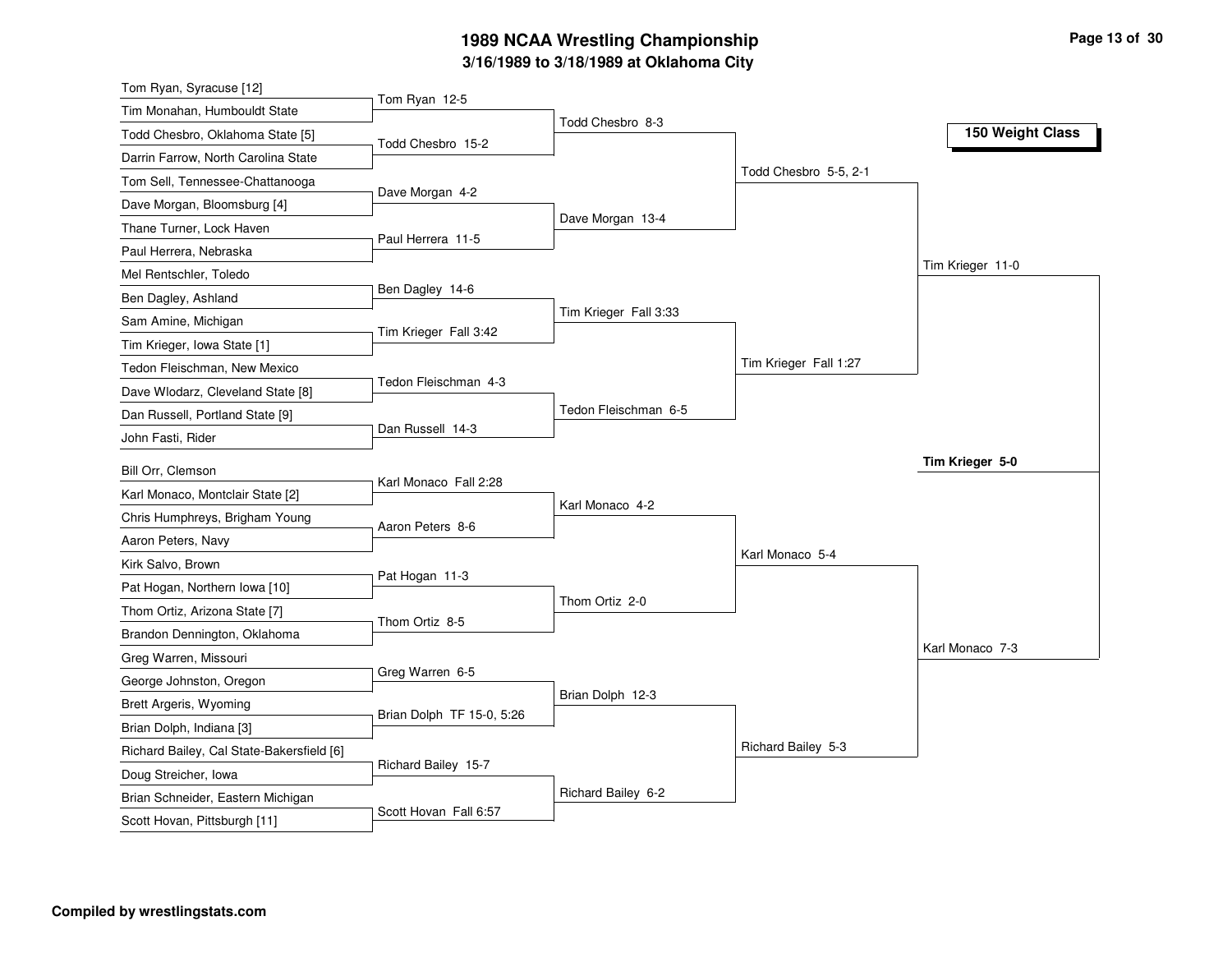# 1989 NCAA Wrestling Championship

## 3/16/1989 to 3/18/1989 at Oklahoma City

### 150 Weight Class

| First Round | Second Round | Quarterfinals | Semifinals | Finals |
| --- | --- | --- | --- | --- |
| Tom Ryan, Syracuse [12] vs. Tim Monahan, Humbouldt State | Tom Ryan 12-5 | | | |
| Todd Chesbro, Oklahoma State [5] vs. Darrin Farrow, North Carolina State | Todd Chesbro 15-2 | Todd Chesbro 8-3 | | |
| Tom Sell, Tennessee-Chattanooga vs. Dave Morgan, Bloomsburg [4] | Dave Morgan 4-2 | | | |
| Thane Turner, Lock Haven vs. Paul Herrera, Nebraska | Paul Herrera 11-5 | Dave Morgan 13-4 | Todd Chesbro 5-5, 2-1 | |
| Mel Rentschler, Toledo vs. Ben Dagley, Ashland | Ben Dagley 14-6 | | | |
| Sam Amine, Michigan vs. Tim Krieger, Iowa State [1] | Tim Krieger Fall 3:42 | Tim Krieger Fall 3:33 | | |
| Tedon Fleischman, New Mexico vs. Dave Wlodarz, Cleveland State [8] | Tedon Fleischman 4-3 | | | |
| Dan Russell, Portland State [9] vs. John Fasti, Rider | Dan Russell 14-3 | Tedon Fleischman 6-5 | Tim Krieger Fall 1:27 | Tim Krieger 11-0 |
| Bill Orr, Clemson vs. Karl Monaco, Montclair State [2] | Karl Monaco Fall 2:28 | | | |
| Chris Humphreys, Brigham Young vs. Aaron Peters, Navy | Aaron Peters 8-6 | Karl Monaco 4-2 | | |
| Kirk Salvo, Brown vs. Pat Hogan, Northern Iowa [10] | Pat Hogan 11-3 | | | |
| Thom Ortiz, Arizona State [7] vs. Brandon Dennington, Oklahoma | Thom Ortiz 8-5 | Thom Ortiz 2-0 | Karl Monaco 5-4 | |
| Greg Warren, Missouri vs. George Johnston, Oregon | Greg Warren 6-5 | | | |
| Brett Argeris, Wyoming vs. Brian Dolph, Indiana [3] | Brian Dolph TF 15-0, 5:26 | Brian Dolph 12-3 | | |
| Richard Bailey, Cal State-Bakersfield [6] vs. Doug Streicher, Iowa | Richard Bailey 15-7 | | | |
| Brian Schneider, Eastern Michigan vs. Scott Hovan, Pittsburgh [11] | Scott Hovan Fall 6:57 | Richard Bailey 6-2 | Richard Bailey 5-3 | Karl Monaco 7-3 |

**Champion: Tim Krieger 5-0**

**Compiled by wrestlingstats.com**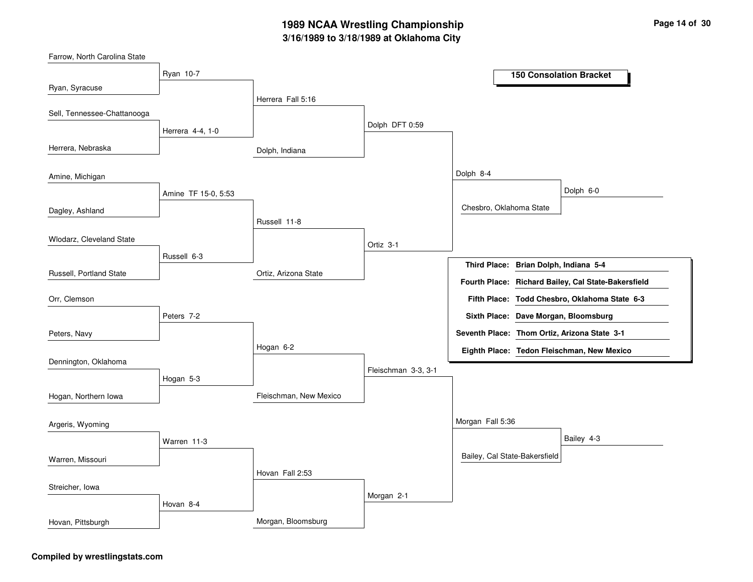# 1989 NCAA Wrestling Championship

## 3/16/1989 to 3/18/1989 at Oklahoma City

### 150 Consolation Bracket

**First Round**

| Wrestlers | Winner |
|---|---|
| Farrow, North Carolina State vs. Ryan, Syracuse | Ryan 10-7 |
| Sell, Tennessee-Chattanooga vs. Herrera, Nebraska | Herrera 4-4, 1-0 |
| Amine, Michigan vs. Dagley, Ashland | Amine TF 15-0, 5:53 |
| Wlodarz, Cleveland State vs. Russell, Portland State | Russell 6-3 |
| Orr, Clemson vs. Peters, Navy | Peters 7-2 |
| Dennington, Oklahoma vs. Hogan, Northern Iowa | Hogan 5-3 |
| Argeris, Wyoming vs. Warren, Missouri | Warren 11-3 |
| Streicher, Iowa vs. Hovan, Pittsburgh | Hovan 8-4 |

**Second Round**

| Wrestlers | Winner |
|---|---|
| Ryan vs. Herrera | Herrera Fall 5:16 |
| Amine vs. Russell | Russell 11-8 |
| Peters vs. Hogan | Hogan 6-2 |
| Warren vs. Hovan | Hovan Fall 2:53 |

**Third Round**

| Wrestlers | Winner |
|---|---|
| Herrera vs. Dolph, Indiana | Dolph DFT 0:59 |
| Russell vs. Ortiz, Arizona State | Ortiz 3-1 |
| Hogan vs. Fleischman, New Mexico | Fleischman 3-3, 3-1 |
| Hovan vs. Morgan, Bloomsburg | Morgan 2-1 |

**Fourth Round**

| Wrestlers | Winner |
|---|---|
| Dolph vs. Ortiz | Dolph 8-4 |
| Fleischman vs. Morgan | Morgan Fall 5:36 |

**Fifth Round**

| Wrestlers | Winner |
|---|---|
| Dolph vs. Chesbro, Oklahoma State | Dolph 6-0 |
| Morgan vs. Bailey, Cal State-Bakersfield | Bailey 4-3 |

| Place | Wrestler |
|---|---|
| **Third Place:** | **Brian Dolph, Indiana 5-4** |
| **Fourth Place:** | **Richard Bailey, Cal State-Bakersfield** |
| **Fifth Place:** | **Todd Chesbro, Oklahoma State 6-3** |
| **Sixth Place:** | **Dave Morgan, Bloomsburg** |
| **Seventh Place:** | **Thom Ortiz, Arizona State 3-1** |
| **Eighth Place:** | **Tedon Fleischman, New Mexico** |

**Compiled by wrestlingstats.com**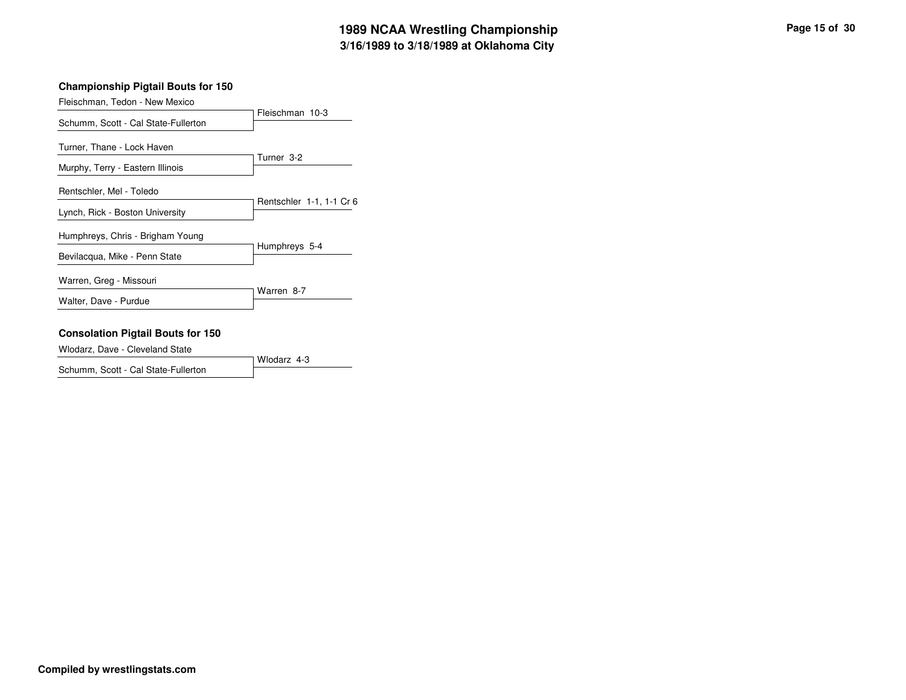# 1989 NCAA Wrestling Championship
## 3/16/1989 to 3/18/1989 at Oklahoma City

### Championship Pigtail Bouts for 150

| Wrestler 1 | Wrestler 2 | Result |
|---|---|---|
| Fleischman, Tedon - New Mexico | Schumm, Scott - Cal State-Fullerton | Fleischman 10-3 |
| Turner, Thane - Lock Haven | Murphy, Terry - Eastern Illinois | Turner 3-2 |
| Rentschler, Mel - Toledo | Lynch, Rick - Boston University | Rentschler 1-1, 1-1 Cr 6 |
| Humphreys, Chris - Brigham Young | Bevilacqua, Mike - Penn State | Humphreys 5-4 |
| Warren, Greg - Missouri | Walter, Dave - Purdue | Warren 8-7 |

### Consolation Pigtail Bouts for 150

| Wrestler 1 | Wrestler 2 | Result |
|---|---|---|
| Wlodarz, Dave - Cleveland State | Schumm, Scott - Cal State-Fullerton | Wlodarz 4-3 |

**Compiled by wrestlingstats.com**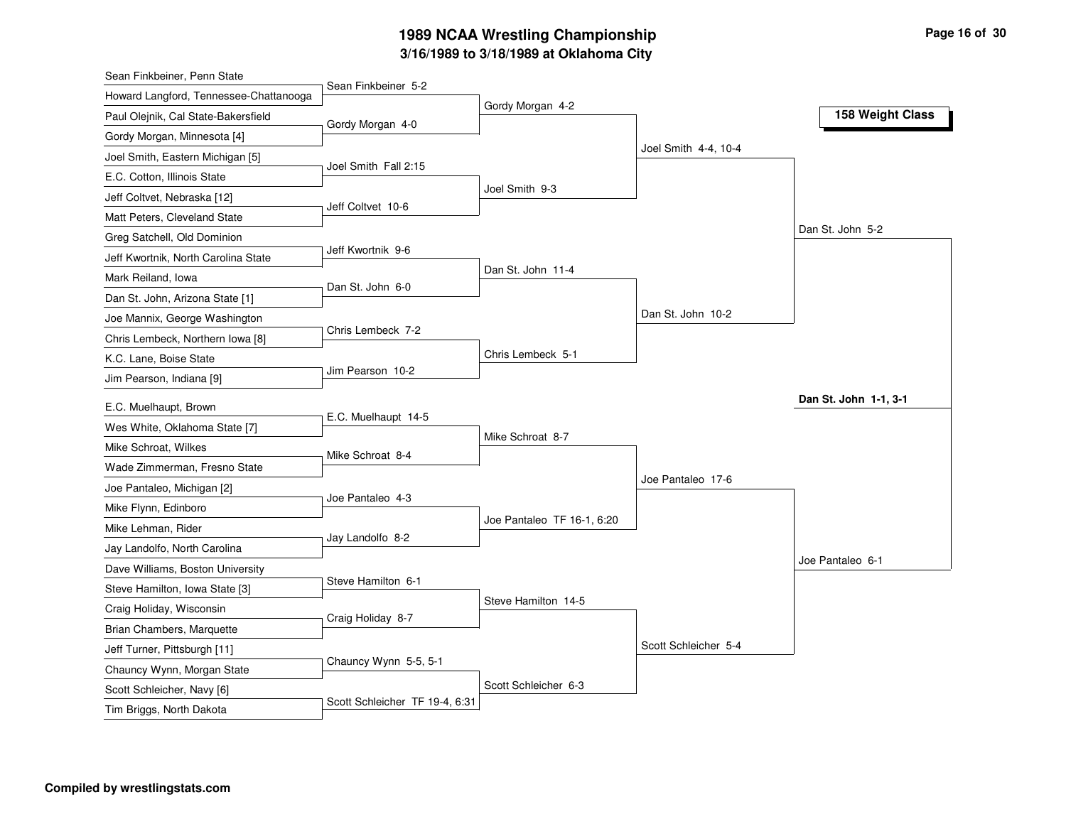# 1989 NCAA Wrestling Championship

## 3/16/1989 to 3/18/1989 at Oklahoma City

### 158 Weight Class

**First Round**

- Sean Finkbeiner, Penn State vs. Howard Langford, Tennessee-Chattanooga — Sean Finkbeiner 5-2
- Paul Olejnik, Cal State-Bakersfield vs. Gordy Morgan, Minnesota [4] — Gordy Morgan 4-0
- Joel Smith, Eastern Michigan [5] vs. E.C. Cotton, Illinois State — Joel Smith Fall 2:15
- Jeff Coltvet, Nebraska [12] vs. Matt Peters, Cleveland State — Jeff Coltvet 10-6
- Greg Satchell, Old Dominion vs. Jeff Kwortnik, North Carolina State — Jeff Kwortnik 9-6
- Mark Reiland, Iowa vs. Dan St. John, Arizona State [1] — Dan St. John 6-0
- Joe Mannix, George Washington vs. Chris Lembeck, Northern Iowa [8] — Chris Lembeck 7-2
- K.C. Lane, Boise State vs. Jim Pearson, Indiana [9] — Jim Pearson 10-2
- E.C. Muelhaupt, Brown vs. Wes White, Oklahoma State [7] — E.C. Muelhaupt 14-5
- Mike Schroat, Wilkes vs. Wade Zimmerman, Fresno State — Mike Schroat 8-4
- Joe Pantaleo, Michigan [2] vs. Mike Flynn, Edinboro — Joe Pantaleo 4-3
- Mike Lehman, Rider vs. Jay Landolfo, North Carolina — Jay Landolfo 8-2
- Dave Williams, Boston University vs. Steve Hamilton, Iowa State [3] — Steve Hamilton 6-1
- Craig Holiday, Wisconsin vs. Brian Chambers, Marquette — Craig Holiday 8-7
- Jeff Turner, Pittsburgh [11] vs. Chauncy Wynn, Morgan State — Chauncy Wynn 5-5, 5-1
- Scott Schleicher, Navy [6] vs. Tim Briggs, North Dakota — Scott Schleicher TF 19-4, 6:31

**Second Round**

- Gordy Morgan 4-2
- Joel Smith 9-3
- Dan St. John 11-4
- Chris Lembeck 5-1
- Mike Schroat 8-7
- Joe Pantaleo TF 16-1, 6:20
- Steve Hamilton 14-5
- Scott Schleicher 6-3

**Quarterfinals**

- Joel Smith 4-4, 10-4
- Dan St. John 10-2
- Joe Pantaleo 17-6
- Scott Schleicher 5-4

**Semifinals**

- Dan St. John 5-2
- Joe Pantaleo 6-1

**Champion**

**Dan St. John 1-1, 3-1**

**Compiled by wrestlingstats.com**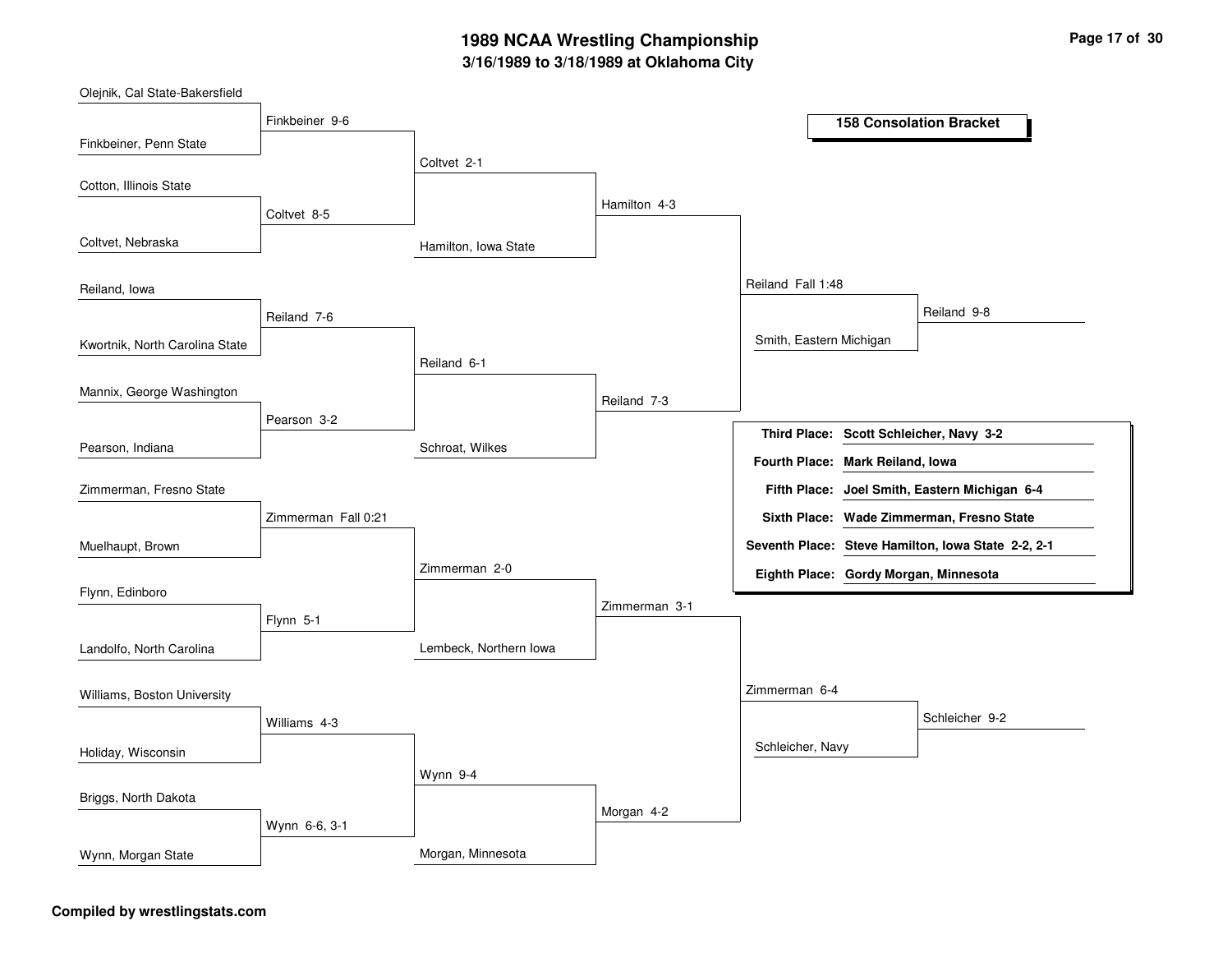# 1989 NCAA Wrestling Championship

## 3/16/1989 to 3/18/1989 at Oklahoma City

### 158 Consolation Bracket

**First Round**

- Olejnik, Cal State-Bakersfield vs. Finkbeiner, Penn State — Finkbeiner 9-6
- Cotton, Illinois State vs. Coltvet, Nebraska — Coltvet 8-5
- Reiland, Iowa vs. Kwortnik, North Carolina State — Reiland 7-6
- Mannix, George Washington vs. Pearson, Indiana — Pearson 3-2
- Zimmerman, Fresno State vs. Muelhaupt, Brown — Zimmerman Fall 0:21
- Flynn, Edinboro vs. Landolfo, North Carolina — Flynn 5-1
- Williams, Boston University vs. Holiday, Wisconsin — Williams 4-3
- Briggs, North Dakota vs. Wynn, Morgan State — Wynn 6-6, 3-1

**Second Round**

- Finkbeiner vs. Coltvet — Coltvet 2-1
- Reiland vs. Pearson — Reiland 6-1
- Zimmerman vs. Flynn — Zimmerman 2-0
- Williams vs. Wynn — Wynn 9-4

**Third Round**

- Coltvet vs. Hamilton, Iowa State — Hamilton 4-3
- Reiland vs. Schroat, Wilkes — Reiland 7-3
- Zimmerman vs. Lembeck, Northern Iowa — Zimmerman 3-1
- Wynn vs. Morgan, Minnesota — Morgan 4-2

**Fourth Round**

- Hamilton vs. Reiland — Reiland Fall 1:48
- Zimmerman vs. Morgan — Zimmerman 6-4

**Fifth Round**

- Reiland vs. Smith, Eastern Michigan — Reiland 9-8
- Zimmerman vs. Schleicher, Navy — Schleicher 9-2

| Place | Wrestler |
|---|---|
| Third Place: | Scott Schleicher, Navy 3-2 |
| Fourth Place: | Mark Reiland, Iowa |
| Fifth Place: | Joel Smith, Eastern Michigan 6-4 |
| Sixth Place: | Wade Zimmerman, Fresno State |
| Seventh Place: | Steve Hamilton, Iowa State 2-2, 2-1 |
| Eighth Place: | Gordy Morgan, Minnesota |

**Compiled by wrestlingstats.com**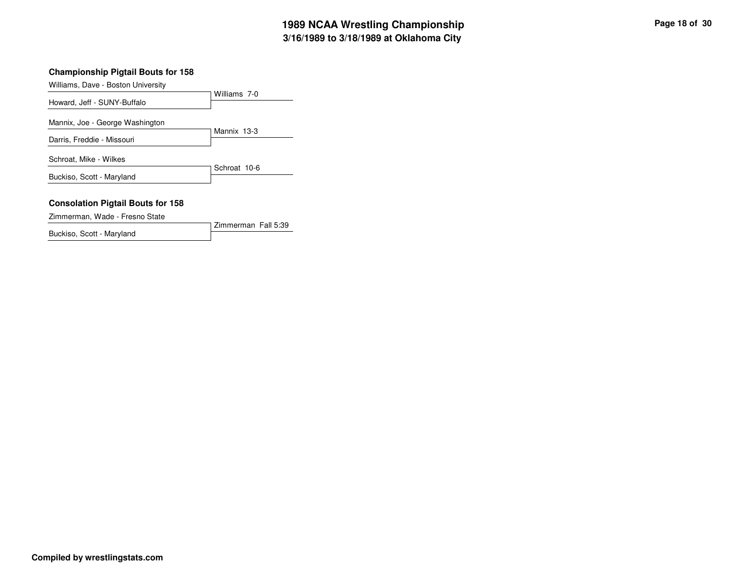# 1989 NCAA Wrestling Championship

## 3/16/1989 to 3/18/1989 at Oklahoma City

### Championship Pigtail Bouts for 158

| Wrestler 1 | Wrestler 2 | Result |
| --- | --- | --- |
| Williams, Dave - Boston University | Howard, Jeff - SUNY-Buffalo | Williams 7-0 |
| Mannix, Joe - George Washington | Darris, Freddie - Missouri | Mannix 13-3 |
| Schroat, Mike - Wilkes | Buckiso, Scott - Maryland | Schroat 10-6 |

### Consolation Pigtail Bouts for 158

| Wrestler 1 | Wrestler 2 | Result |
| --- | --- | --- |
| Zimmerman, Wade - Fresno State | Buckiso, Scott - Maryland | Zimmerman Fall 5:39 |

**Compiled by wrestlingstats.com**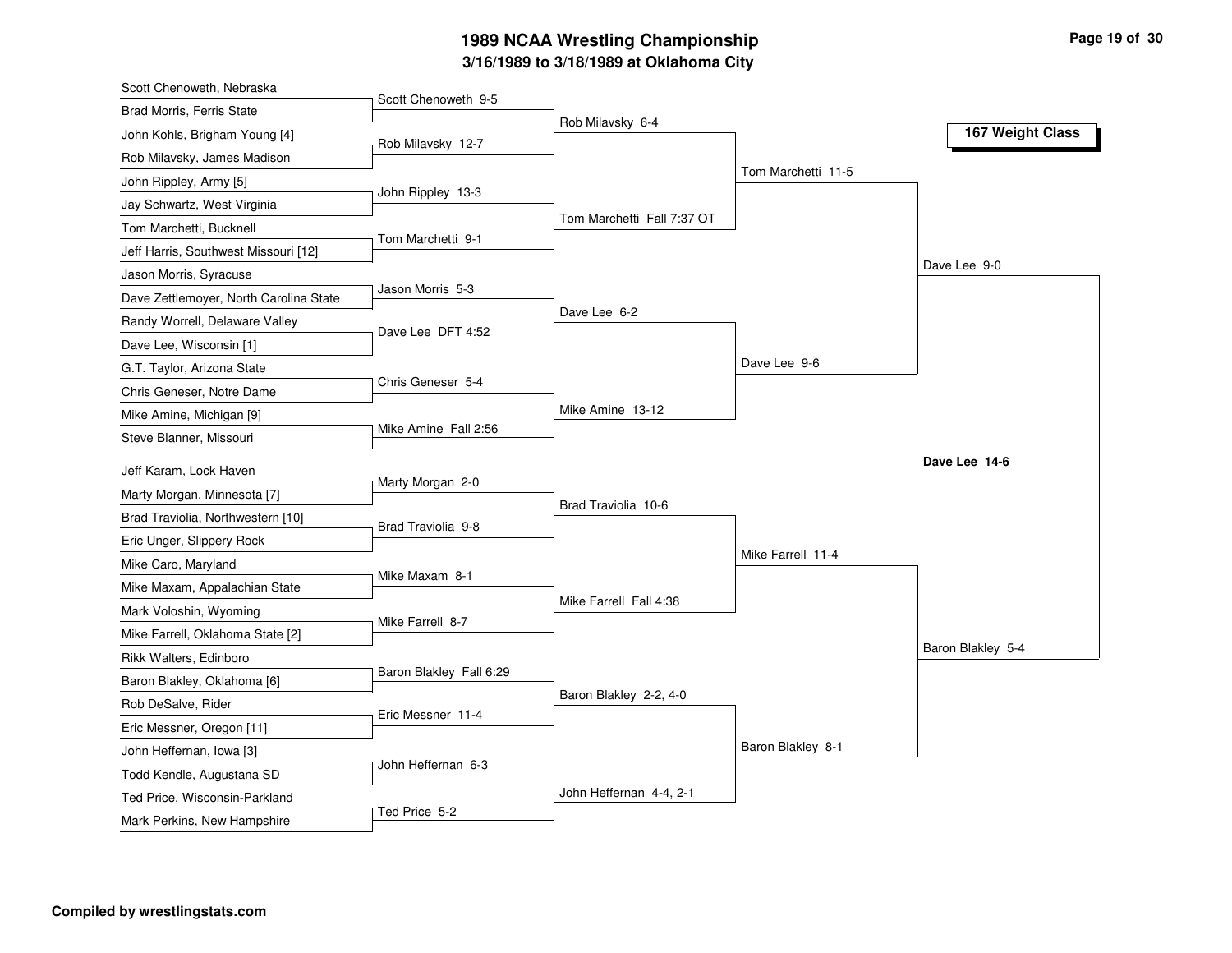# 1989 NCAA Wrestling Championship

## 3/16/1989 to 3/18/1989 at Oklahoma City

### 167 Weight Class

**First Round**

| Wrestler 1 | Wrestler 2 | Result |
|---|---|---|
| Scott Chenoweth, Nebraska | Brad Morris, Ferris State | Scott Chenoweth 9-5 |
| John Kohls, Brigham Young [4] | Rob Milavsky, James Madison | Rob Milavsky 12-7 |
| John Rippley, Army [5] | Jay Schwartz, West Virginia | John Rippley 13-3 |
| Tom Marchetti, Bucknell | Jeff Harris, Southwest Missouri [12] | Tom Marchetti 9-1 |
| Jason Morris, Syracuse | Dave Zettlemoyer, North Carolina State | Jason Morris 5-3 |
| Randy Worrell, Delaware Valley | Dave Lee, Wisconsin [1] | Dave Lee DFT 4:52 |
| G.T. Taylor, Arizona State | Chris Geneser, Notre Dame | Chris Geneser 5-4 |
| Mike Amine, Michigan [9] | Steve Blanner, Missouri | Mike Amine Fall 2:56 |
| Jeff Karam, Lock Haven | Marty Morgan, Minnesota [7] | Marty Morgan 2-0 |
| Brad Traviolia, Northwestern [10] | Eric Unger, Slippery Rock | Brad Traviolia 9-8 |
| Mike Caro, Maryland | Mike Maxam, Appalachian State | Mike Maxam 8-1 |
| Mark Voloshin, Wyoming | Mike Farrell, Oklahoma State [2] | Mike Farrell 8-7 |
| Rikk Walters, Edinboro | Baron Blakley, Oklahoma [6] | Baron Blakley Fall 6:29 |
| Rob DeSalve, Rider | Eric Messner, Oregon [11] | Eric Messner 11-4 |
| John Heffernan, Iowa [3] | Todd Kendle, Augustana SD | John Heffernan 6-3 |
| Ted Price, Wisconsin-Parkland | Mark Perkins, New Hampshire | Ted Price 5-2 |

**Second Round**

- Rob Milavsky 6-4
- Tom Marchetti Fall 7:37 OT
- Dave Lee 6-2
- Mike Amine 13-12
- Brad Traviolia 10-6
- Mike Farrell Fall 4:38
- Baron Blakley 2-2, 4-0
- John Heffernan 4-4, 2-1

**Quarterfinals**

- Tom Marchetti 11-5
- Dave Lee 9-6
- Mike Farrell 11-4
- Baron Blakley 8-1

**Semifinals**

- Dave Lee 9-0
- Baron Blakley 5-4

**Final**

- **Dave Lee 14-6**

**Compiled by wrestlingstats.com**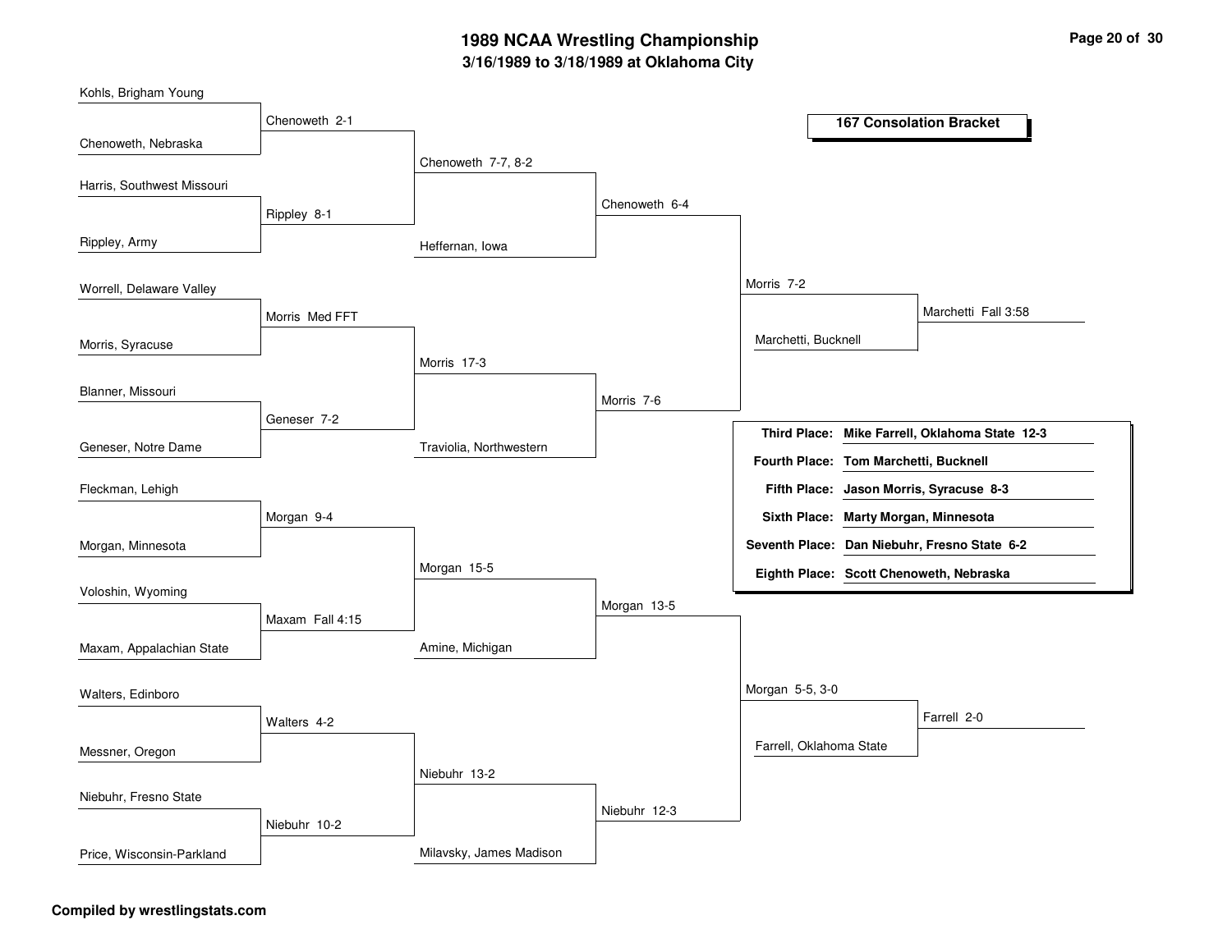# 1989 NCAA Wrestling Championship

## 3/16/1989 to 3/18/1989 at Oklahoma City

### 167 Consolation Bracket

**First Round**

- Kohls, Brigham Young vs. Chenoweth, Nebraska — Chenoweth 2-1
- Harris, Southwest Missouri vs. Rippley, Army — Rippley 8-1
- Worrell, Delaware Valley vs. Morris, Syracuse — Morris Med FFT
- Blanner, Missouri vs. Geneser, Notre Dame — Geneser 7-2
- Fleckman, Lehigh vs. Morgan, Minnesota — Morgan 9-4
- Voloshin, Wyoming vs. Maxam, Appalachian State — Maxam Fall 4:15
- Walters, Edinboro vs. Messner, Oregon — Walters 4-2
- Niebuhr, Fresno State vs. Price, Wisconsin-Parkland — Niebuhr 10-2

**Second Round**

- Chenoweth vs. Rippley — Chenoweth 7-7, 8-2
- Morris vs. Geneser — Morris 17-3
- Morgan vs. Maxam — Morgan 15-5
- Walters vs. Niebuhr — Niebuhr 13-2

**Third Round**

- Chenoweth vs. Heffernan, Iowa — Chenoweth 6-4
- Morris vs. Traviolia, Northwestern — Morris 7-6
- Morgan vs. Amine, Michigan — Morgan 13-5
- Niebuhr vs. Milavsky, James Madison — Niebuhr 12-3

**Fourth Round**

- Chenoweth vs. Morris — Morris 7-2
- Morgan vs. Niebuhr — Morgan 5-5, 3-0

**Fifth Round**

- Morris vs. Marchetti, Bucknell — Marchetti Fall 3:58
- Morgan vs. Farrell, Oklahoma State — Farrell 2-0

| Place | Wrestler |
| --- | --- |
| Third Place: | Mike Farrell, Oklahoma State 12-3 |
| Fourth Place: | Tom Marchetti, Bucknell |
| Fifth Place: | Jason Morris, Syracuse 8-3 |
| Sixth Place: | Marty Morgan, Minnesota |
| Seventh Place: | Dan Niebuhr, Fresno State 6-2 |
| Eighth Place: | Scott Chenoweth, Nebraska |

**Compiled by wrestlingstats.com**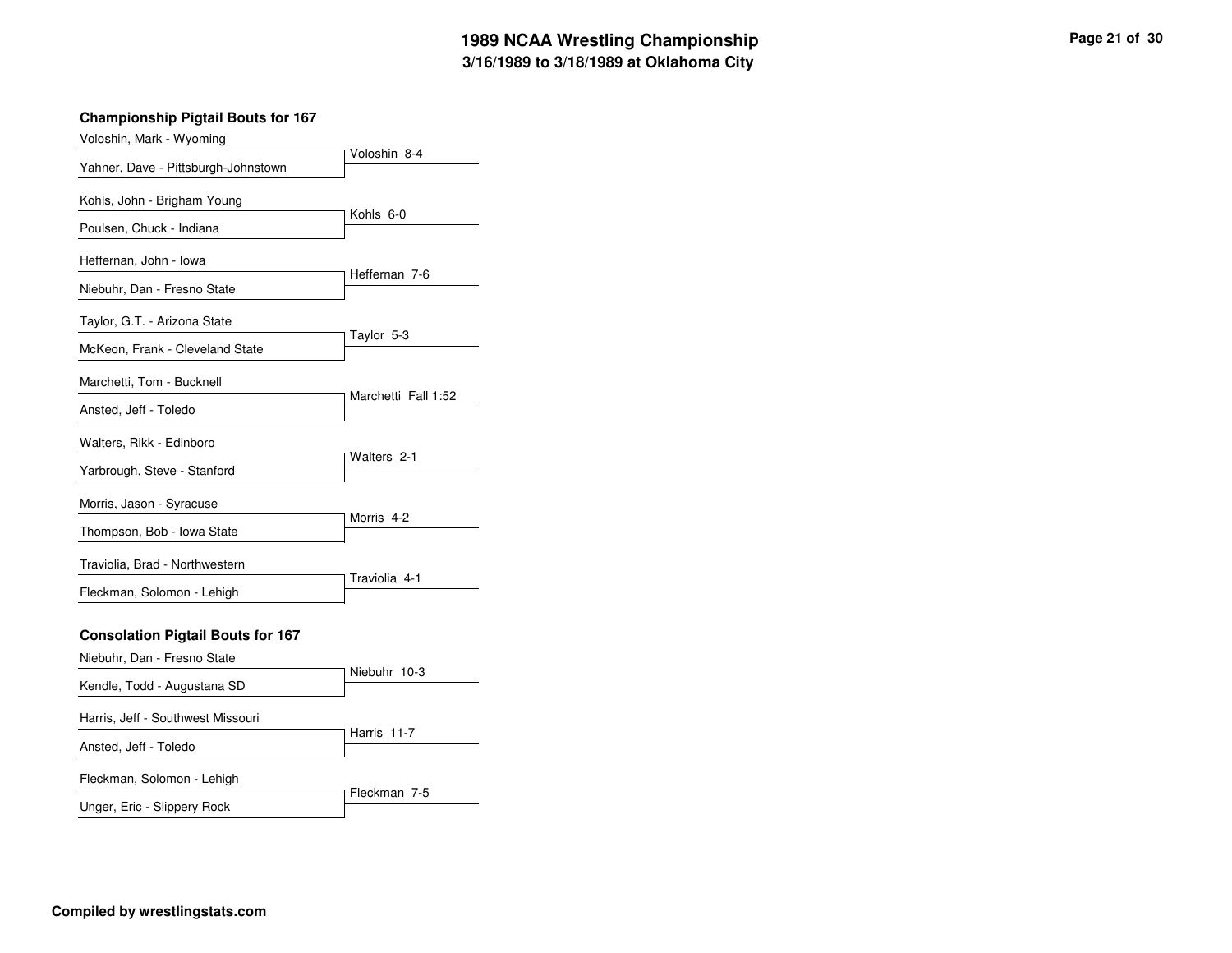# 1989 NCAA Wrestling Championship
## 3/16/1989 to 3/18/1989 at Oklahoma City

### Championship Pigtail Bouts for 167

| Wrestler 1 | Wrestler 2 | Result |
|---|---|---|
| Voloshin, Mark - Wyoming | Yahner, Dave - Pittsburgh-Johnstown | Voloshin 8-4 |
| Kohls, John - Brigham Young | Poulsen, Chuck - Indiana | Kohls 6-0 |
| Heffernan, John - Iowa | Niebuhr, Dan - Fresno State | Heffernan 7-6 |
| Taylor, G.T. - Arizona State | McKeon, Frank - Cleveland State | Taylor 5-3 |
| Marchetti, Tom - Bucknell | Ansted, Jeff - Toledo | Marchetti Fall 1:52 |
| Walters, Rikk - Edinboro | Yarbrough, Steve - Stanford | Walters 2-1 |
| Morris, Jason - Syracuse | Thompson, Bob - Iowa State | Morris 4-2 |
| Traviolia, Brad - Northwestern | Fleckman, Solomon - Lehigh | Traviolia 4-1 |

### Consolation Pigtail Bouts for 167

| Wrestler 1 | Wrestler 2 | Result |
|---|---|---|
| Niebuhr, Dan - Fresno State | Kendle, Todd - Augustana SD | Niebuhr 10-3 |
| Harris, Jeff - Southwest Missouri | Ansted, Jeff - Toledo | Harris 11-7 |
| Fleckman, Solomon - Lehigh | Unger, Eric - Slippery Rock | Fleckman 7-5 |

**Compiled by wrestlingstats.com**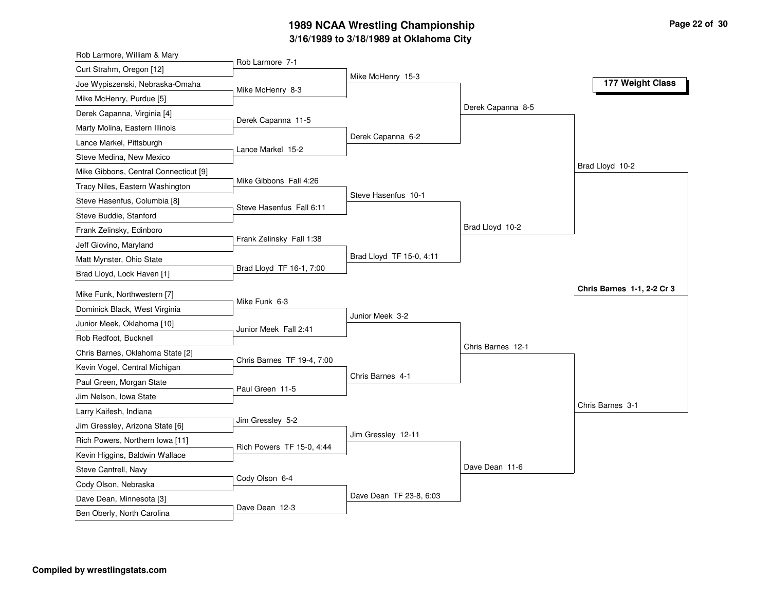# 1989 NCAA Wrestling Championship

## 3/16/1989 to 3/18/1989 at Oklahoma City

### 177 Weight Class

**First Round**

| Wrestlers | Winner |
| --- | --- |
| Rob Larmore, William & Mary vs. Curt Strahm, Oregon [12] | Rob Larmore 7-1 |
| Joe Wypiszenski, Nebraska-Omaha vs. Mike McHenry, Purdue [5] | Mike McHenry 8-3 |
| Derek Capanna, Virginia [4] vs. Marty Molina, Eastern Illinois | Derek Capanna 11-5 |
| Lance Markel, Pittsburgh vs. Steve Medina, New Mexico | Lance Markel 15-2 |
| Mike Gibbons, Central Connecticut [9] vs. Tracy Niles, Eastern Washington | Mike Gibbons Fall 4:26 |
| Steve Hasenfus, Columbia [8] vs. Steve Buddie, Stanford | Steve Hasenfus Fall 6:11 |
| Frank Zelinsky, Edinboro vs. Jeff Giovino, Maryland | Frank Zelinsky Fall 1:38 |
| Matt Mynster, Ohio State vs. Brad Lloyd, Lock Haven [1] | Brad Lloyd TF 16-1, 7:00 |
| Mike Funk, Northwestern [7] vs. Dominick Black, West Virginia | Mike Funk 6-3 |
| Junior Meek, Oklahoma [10] vs. Rob Redfoot, Bucknell | Junior Meek Fall 2:41 |
| Chris Barnes, Oklahoma State [2] vs. Kevin Vogel, Central Michigan | Chris Barnes TF 19-4, 7:00 |
| Paul Green, Morgan State vs. Jim Nelson, Iowa State | Paul Green 11-5 |
| Larry Kaifesh, Indiana vs. Jim Gressley, Arizona State [6] | Jim Gressley 5-2 |
| Rich Powers, Northern Iowa [11] vs. Kevin Higgins, Baldwin Wallace | Rich Powers TF 15-0, 4:44 |
| Steve Cantrell, Navy vs. Cody Olson, Nebraska | Cody Olson 6-4 |
| Dave Dean, Minnesota [3] vs. Ben Oberly, North Carolina | Dave Dean 12-3 |

**Second Round**

- Mike McHenry 15-3
- Derek Capanna 6-2
- Steve Hasenfus 10-1
- Brad Lloyd TF 15-0, 4:11
- Junior Meek 3-2
- Chris Barnes 4-1
- Jim Gressley 12-11
- Dave Dean TF 23-8, 6:03

**Quarterfinals**

- Derek Capanna 8-5
- Brad Lloyd 10-2
- Chris Barnes 12-1
- Dave Dean 11-6

**Semifinals**

- Brad Lloyd 10-2
- Chris Barnes 3-1

**Champion**

**Chris Barnes 1-1, 2-2 Cr 3**

Compiled by wrestlingstats.com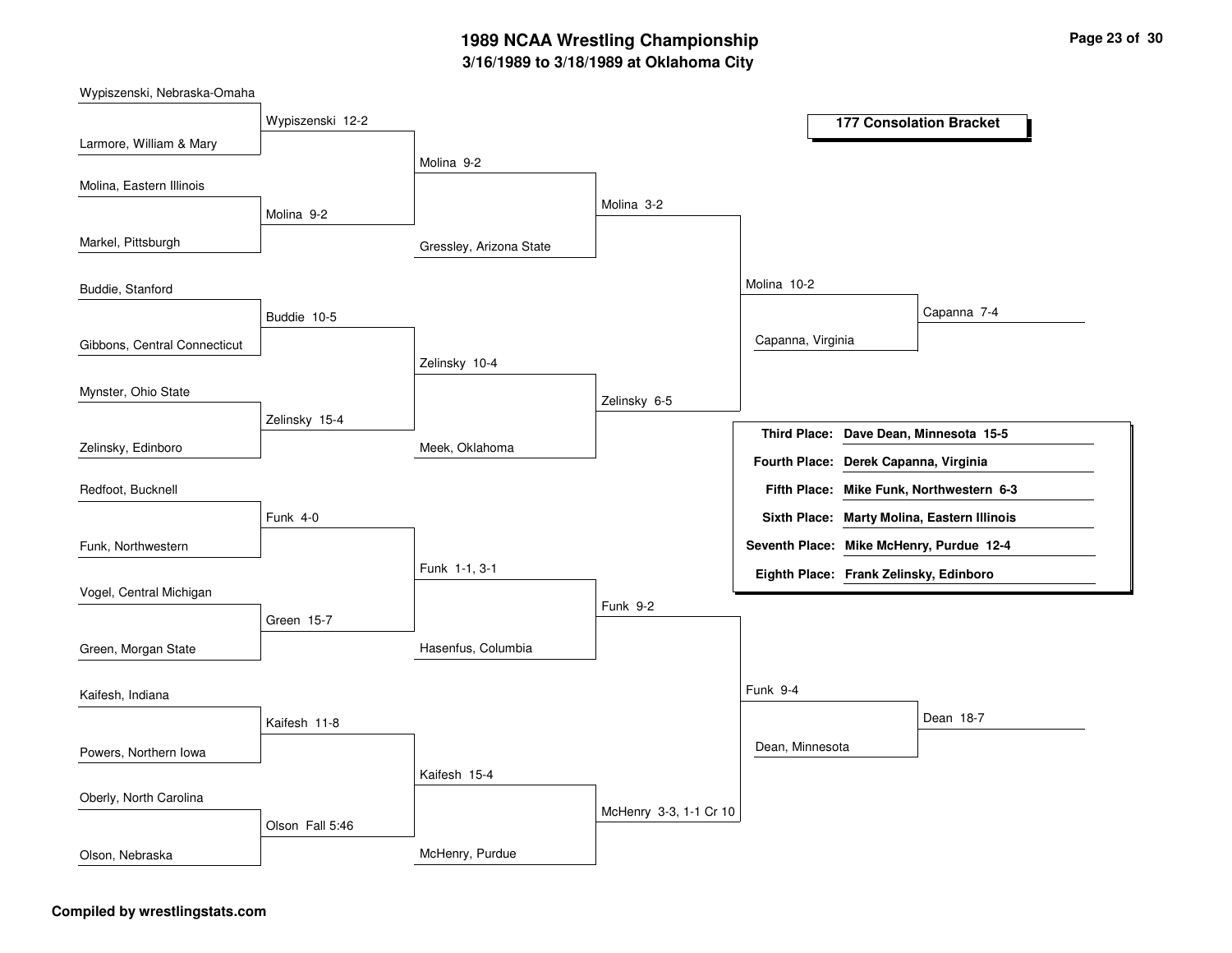# 1989 NCAA Wrestling Championship
## 3/16/1989 to 3/18/1989 at Oklahoma City

### 177 Consolation Bracket

**Round 1**

| Wrestlers | Winner |
|---|---|
| Wypiszenski, Nebraska-Omaha vs. Larmore, William & Mary | Wypiszenski 12-2 |
| Molina, Eastern Illinois vs. Markel, Pittsburgh | Molina 9-2 |
| Buddie, Stanford vs. Gibbons, Central Connecticut | Buddie 10-5 |
| Mynster, Ohio State vs. Zelinsky, Edinboro | Zelinsky 15-4 |
| Redfoot, Bucknell vs. Funk, Northwestern | Funk 4-0 |
| Vogel, Central Michigan vs. Green, Morgan State | Green 15-7 |
| Kaifesh, Indiana vs. Powers, Northern Iowa | Kaifesh 11-8 |
| Oberly, North Carolina vs. Olson, Nebraska | Olson Fall 5:46 |

**Round 2**

| Wrestlers | Winner |
|---|---|
| Wypiszenski vs. Molina | Molina 9-2 |
| Buddie vs. Zelinsky | Zelinsky 10-4 |
| Funk vs. Green | Funk 1-1, 3-1 |
| Kaifesh vs. Olson | Kaifesh 15-4 |

**Round 3**

| Wrestlers | Winner |
|---|---|
| Molina vs. Gressley, Arizona State | Molina 3-2 |
| Zelinsky vs. Meek, Oklahoma | Zelinsky 6-5 |
| Funk vs. Hasenfus, Columbia | Funk 9-2 |
| Kaifesh vs. McHenry, Purdue | McHenry 3-3, 1-1 Cr 10 |

**Round 4**

| Wrestlers | Winner |
|---|---|
| Molina vs. Zelinsky | Molina 10-2 |
| Funk vs. McHenry | Funk 9-4 |

**Round 5**

| Wrestlers | Winner |
|---|---|
| Molina vs. Capanna, Virginia | Capanna 7-4 |
| Funk vs. Dean, Minnesota | Dean 18-7 |

| Place | Wrestler |
|---|---|
| **Third Place:** | **Dave Dean, Minnesota 15-5** |
| **Fourth Place:** | **Derek Capanna, Virginia** |
| **Fifth Place:** | **Mike Funk, Northwestern 6-3** |
| **Sixth Place:** | **Marty Molina, Eastern Illinois** |
| **Seventh Place:** | **Mike McHenry, Purdue 12-4** |
| **Eighth Place:** | **Frank Zelinsky, Edinboro** |

**Compiled by wrestlingstats.com**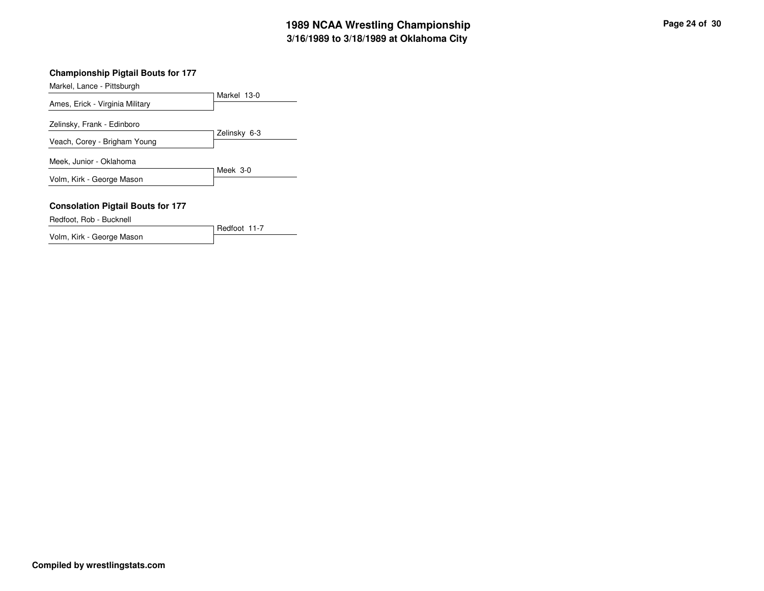# 1989 NCAA Wrestling Championship
## 3/16/1989 to 3/18/1989 at Oklahoma City

### Championship Pigtail Bouts for 177

| Wrestlers | Result |
|---|---|
| Markel, Lance - Pittsburgh<br>Ames, Erick - Virginia Military | Markel 13-0 |
| Zelinsky, Frank - Edinboro<br>Veach, Corey - Brigham Young | Zelinsky 6-3 |
| Meek, Junior - Oklahoma<br>Volm, Kirk - George Mason | Meek 3-0 |

### Consolation Pigtail Bouts for 177

| Wrestlers | Result |
|---|---|
| Redfoot, Rob - Bucknell<br>Volm, Kirk - George Mason | Redfoot 11-7 |

**Compiled by wrestlingstats.com**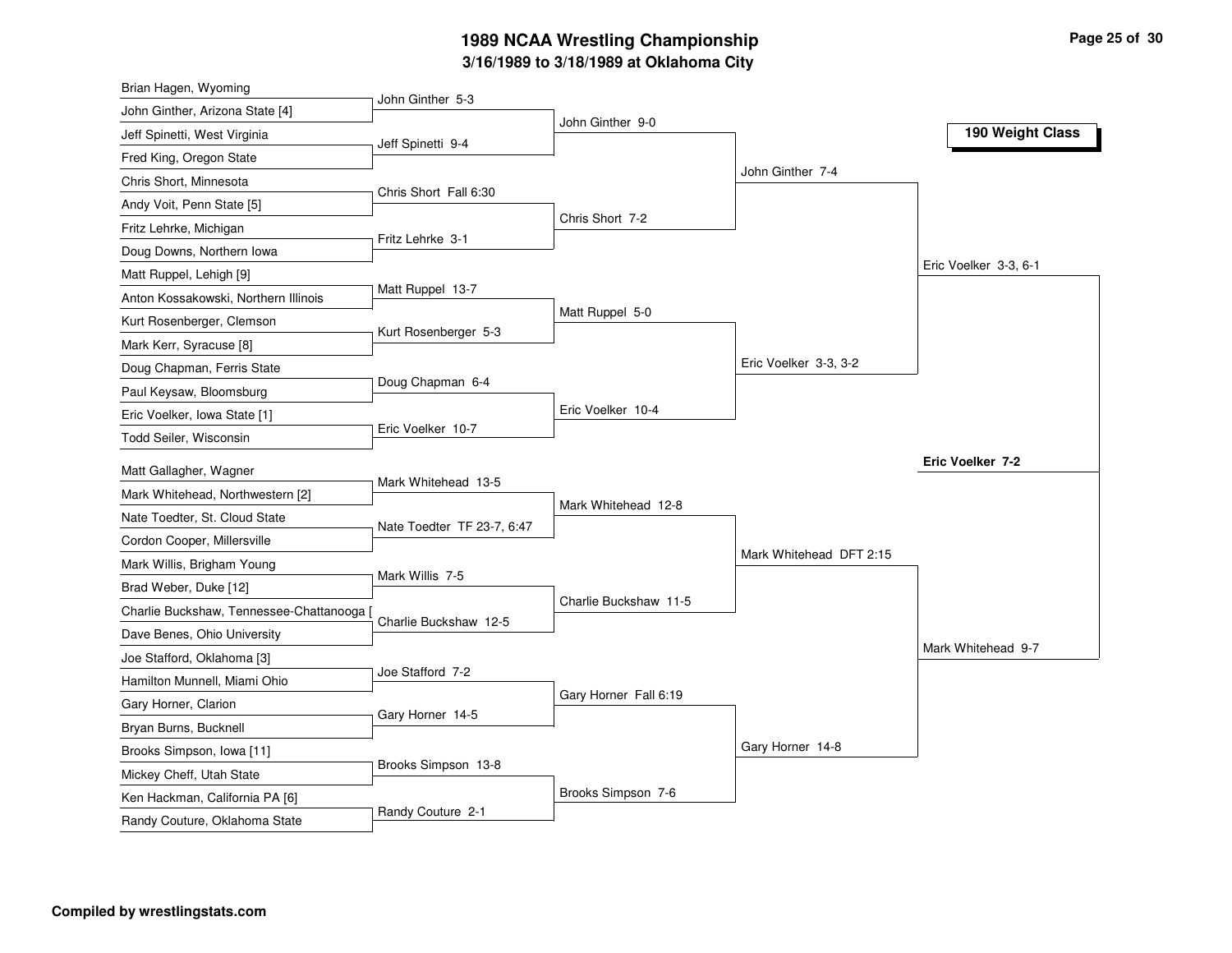# 1989 NCAA Wrestling Championship

## 3/16/1989 to 3/18/1989 at Oklahoma City

### 190 Weight Class

**First Round**

| Wrestler A | Wrestler B | Result |
| --- | --- | --- |
| Brian Hagen, Wyoming | John Ginther, Arizona State [4] | John Ginther 5-3 |
| Jeff Spinetti, West Virginia | Fred King, Oregon State | Jeff Spinetti 9-4 |
| Chris Short, Minnesota | Andy Voit, Penn State [5] | Chris Short Fall 6:30 |
| Fritz Lehrke, Michigan | Doug Downs, Northern Iowa | Fritz Lehrke 3-1 |
| Matt Ruppel, Lehigh [9] | Anton Kossakowski, Northern Illinois | Matt Ruppel 13-7 |
| Kurt Rosenberger, Clemson | Mark Kerr, Syracuse [8] | Kurt Rosenberger 5-3 |
| Doug Chapman, Ferris State | Paul Keysaw, Bloomsburg | Doug Chapman 6-4 |
| Eric Voelker, Iowa State [1] | Todd Seiler, Wisconsin | Eric Voelker 10-7 |
| Matt Gallagher, Wagner | Mark Whitehead, Northwestern [2] | Mark Whitehead 13-5 |
| Nate Toedter, St. Cloud State | Cordon Cooper, Millersville | Nate Toedter TF 23-7, 6:47 |
| Mark Willis, Brigham Young | Brad Weber, Duke [12] | Mark Willis 7-5 |
| Charlie Buckshaw, Tennessee-Chattanooga [ | Dave Benes, Ohio University | Charlie Buckshaw 12-5 |
| Joe Stafford, Oklahoma [3] | Hamilton Munnell, Miami Ohio | Joe Stafford 7-2 |
| Gary Horner, Clarion | Bryan Burns, Bucknell | Gary Horner 14-5 |
| Brooks Simpson, Iowa [11] | Mickey Cheff, Utah State | Brooks Simpson 13-8 |
| Ken Hackman, California PA [6] | Randy Couture, Oklahoma State | Randy Couture 2-1 |

**Second Round**

- John Ginther 9-0
- Chris Short 7-2
- Matt Ruppel 5-0
- Eric Voelker 10-4
- Mark Whitehead 12-8
- Charlie Buckshaw 11-5
- Gary Horner Fall 6:19
- Brooks Simpson 7-6

**Quarterfinals**

- John Ginther 7-4
- Eric Voelker 3-3, 3-2
- Mark Whitehead DFT 2:15
- Gary Horner 14-8

**Semifinals**

- Eric Voelker 3-3, 6-1
- Mark Whitehead 9-7

**Final**

**Eric Voelker 7-2**

**Compiled by wrestlingstats.com**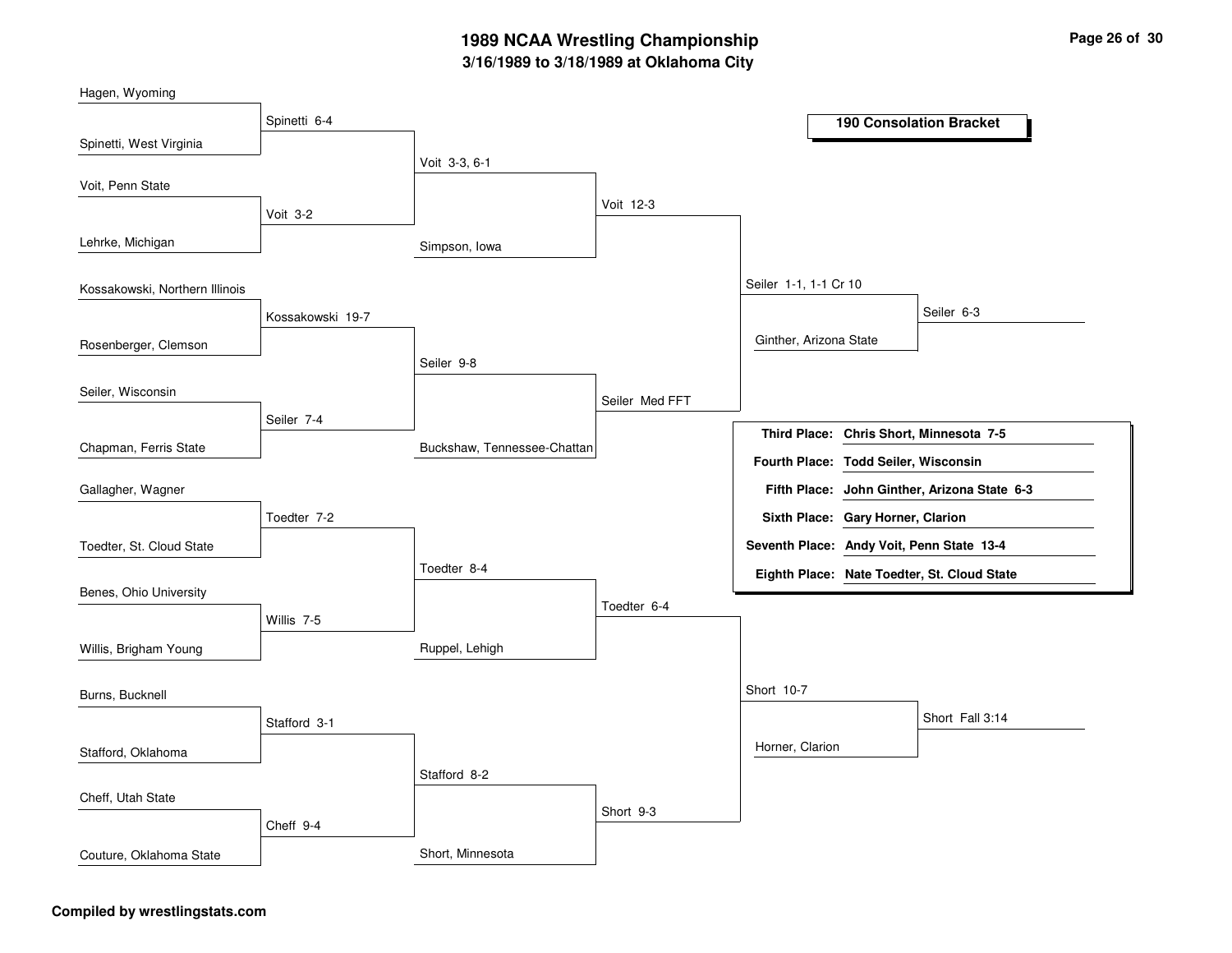# 1989 NCAA Wrestling Championship

## 3/16/1989 to 3/18/1989 at Oklahoma City

### 190 Consolation Bracket

**Round 1**

| Wrestler | Wrestler | Result |
|---|---|---|
| Hagen, Wyoming | Spinetti, West Virginia | Spinetti 6-4 |
| Voit, Penn State | Lehrke, Michigan | Voit 3-2 |
| Kossakowski, Northern Illinois | Rosenberger, Clemson | Kossakowski 19-7 |
| Seiler, Wisconsin | Chapman, Ferris State | Seiler 7-4 |
| Gallagher, Wagner | Toedter, St. Cloud State | Toedter 7-2 |
| Benes, Ohio University | Willis, Brigham Young | Willis 7-5 |
| Burns, Bucknell | Stafford, Oklahoma | Stafford 3-1 |
| Cheff, Utah State | Couture, Oklahoma State | Cheff 9-4 |

**Round 2**

| Wrestler | Wrestler | Result |
|---|---|---|
| Spinetti | Voit | Voit 3-3, 6-1 |
| Kossakowski | Seiler | Seiler 9-8 |
| Toedter | Willis | Toedter 8-4 |
| Stafford | Cheff | Stafford 8-2 |

**Round 3**

| Wrestler | Wrestler | Result |
|---|---|---|
| Voit | Simpson, Iowa | Voit 12-3 |
| Seiler | Buckshaw, Tennessee-Chattan | Seiler Med FFT |
| Toedter | Ruppel, Lehigh | Toedter 6-4 |
| Stafford | Short, Minnesota | Short 9-3 |

**Round 4**

| Wrestler | Wrestler | Result |
|---|---|---|
| Voit | Seiler | Seiler 1-1, 1-1 Cr 10 |
| Toedter | Short | Short 10-7 |

**Round 5**

| Wrestler | Wrestler | Result |
|---|---|---|
| Seiler | Ginther, Arizona State | Seiler 6-3 |
| Short | Horner, Clarion | Short Fall 3:14 |

**Placement**

- **Third Place:** Chris Short, Minnesota 7-5
- **Fourth Place:** Todd Seiler, Wisconsin
- **Fifth Place:** John Ginther, Arizona State 6-3
- **Sixth Place:** Gary Horner, Clarion
- **Seventh Place:** Andy Voit, Penn State 13-4
- **Eighth Place:** Nate Toedter, St. Cloud State

**Compiled by wrestlingstats.com**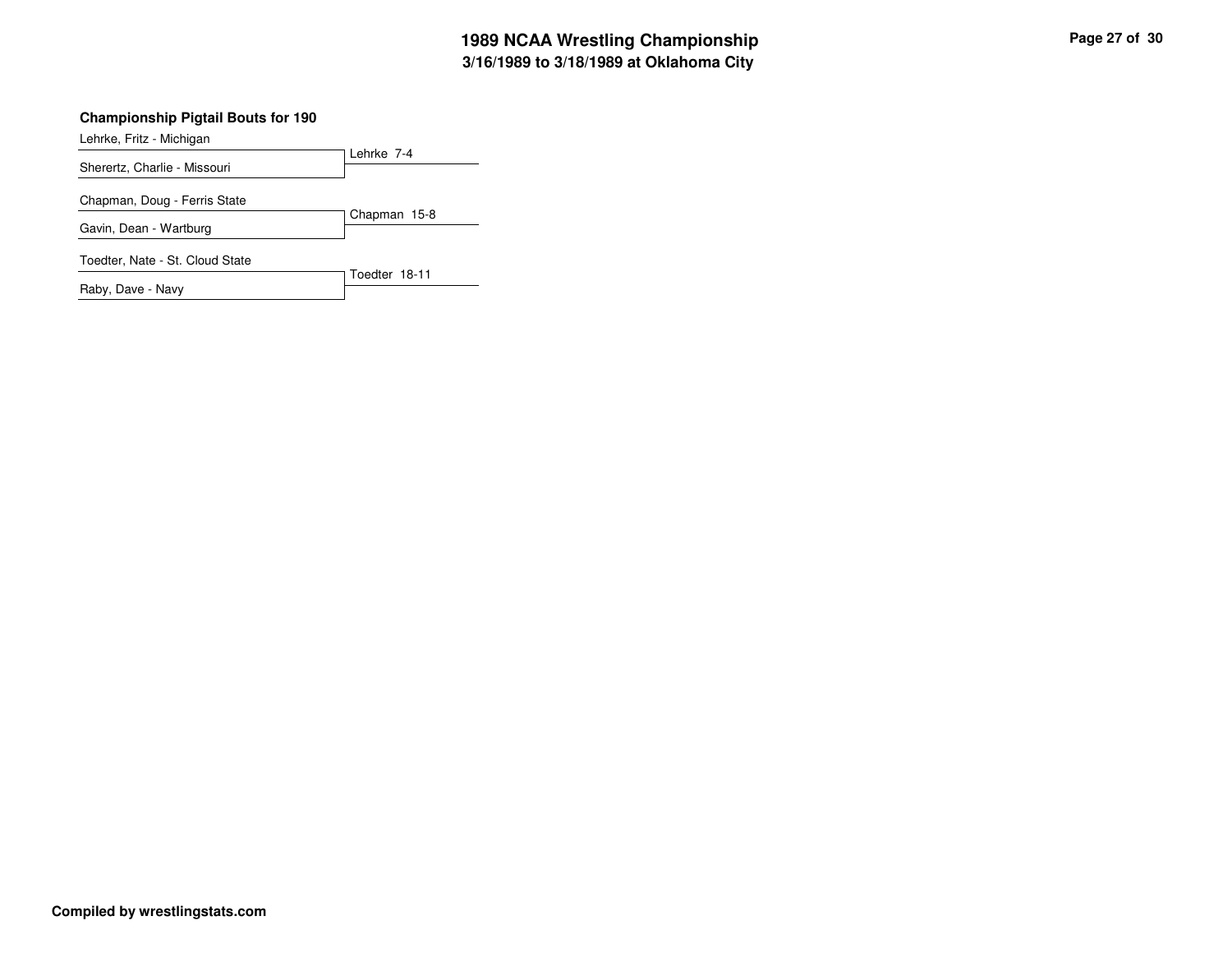## Championship Pigtail Bouts for 190

| Wrestler | Result |
| --- | --- |
| Lehrke, Fritz - Michigan | Lehrke 7-4 |
| Sherertz, Charlie - Missouri | |
| Chapman, Doug - Ferris State | Chapman 15-8 |
| Gavin, Dean - Wartburg | |
| Toedter, Nate - St. Cloud State | Toedter 18-11 |
| Raby, Dave - Navy | |

**Compiled by wrestlingstats.com**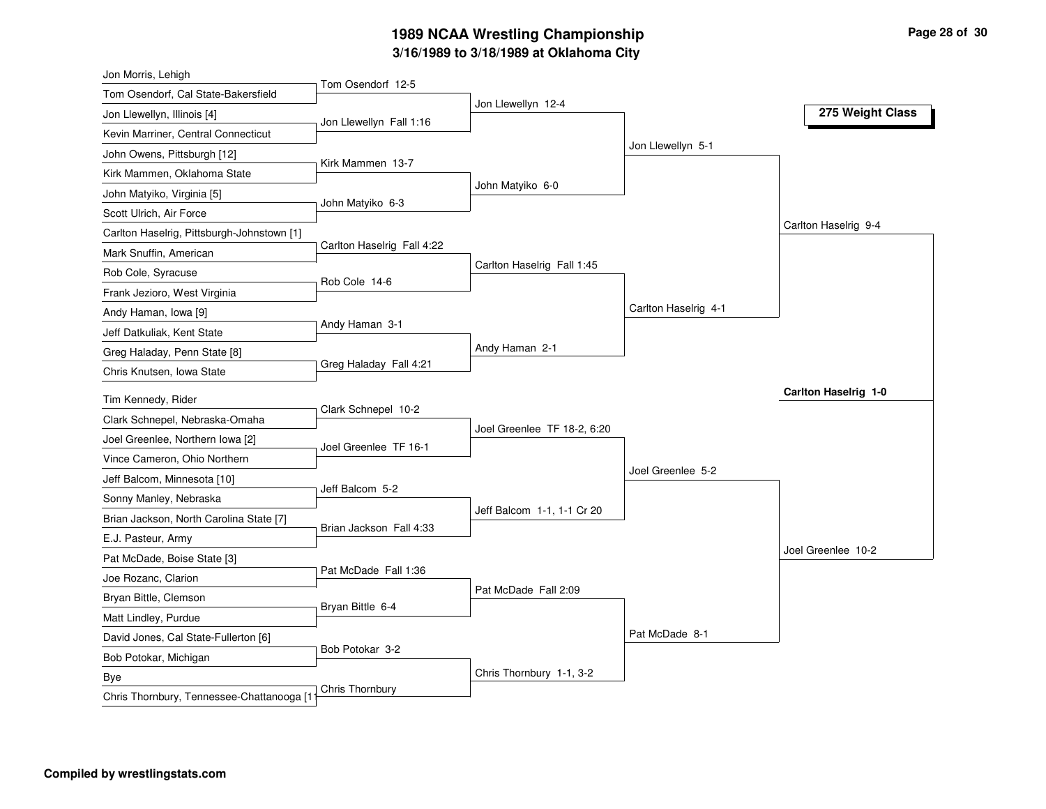# 1989 NCAA Wrestling Championship

## 3/16/1989 to 3/18/1989 at Oklahoma City

### 275 Weight Class

**First Round**

- Jon Morris, Lehigh
- Tom Osendorf, Cal State-Bakersfield
- Jon Llewellyn, Illinois [4]
- Kevin Marriner, Central Connecticut
- John Owens, Pittsburgh [12]
- Kirk Mammen, Oklahoma State
- John Matyiko, Virginia [5]
- Scott Ulrich, Air Force
- Carlton Haselrig, Pittsburgh-Johnstown [1]
- Mark Snuffin, American
- Rob Cole, Syracuse
- Frank Jezioro, West Virginia
- Andy Haman, Iowa [9]
- Jeff Datkuliak, Kent State
- Greg Haladay, Penn State [8]
- Chris Knutsen, Iowa State
- Tim Kennedy, Rider
- Clark Schnepel, Nebraska-Omaha
- Joel Greenlee, Northern Iowa [2]
- Vince Cameron, Ohio Northern
- Jeff Balcom, Minnesota [10]
- Sonny Manley, Nebraska
- Brian Jackson, North Carolina State [7]
- E.J. Pasteur, Army
- Pat McDade, Boise State [3]
- Joe Rozanc, Clarion
- Bryan Bittle, Clemson
- Matt Lindley, Purdue
- David Jones, Cal State-Fullerton [6]
- Bob Potokar, Michigan
- Bye
- Chris Thornbury, Tennessee-Chattanooga [11]

**Second Round**

- Tom Osendorf 12-5
- Jon Llewellyn Fall 1:16
- Kirk Mammen 13-7
- John Matyiko 6-3
- Carlton Haselrig Fall 4:22
- Rob Cole 14-6
- Andy Haman 3-1
- Greg Haladay Fall 4:21
- Clark Schnepel 10-2
- Joel Greenlee TF 16-1
- Jeff Balcom 5-2
- Brian Jackson Fall 4:33
- Pat McDade Fall 1:36
- Bryan Bittle 6-4
- Bob Potokar 3-2
- Chris Thornbury

**Quarterfinals**

- Jon Llewellyn 12-4
- John Matyiko 6-0
- Carlton Haselrig Fall 1:45
- Andy Haman 2-1
- Joel Greenlee TF 18-2, 6:20
- Jeff Balcom 1-1, 1-1 Cr 20
- Pat McDade Fall 2:09
- Chris Thornbury 1-1, 3-2

**Semifinals**

- Jon Llewellyn 5-1
- Carlton Haselrig 4-1
- Joel Greenlee 5-2
- Pat McDade 8-1

**Finals**

- Carlton Haselrig 9-4
- Joel Greenlee 10-2

**Champion**

**Carlton Haselrig 1-0**

**Compiled by wrestlingstats.com**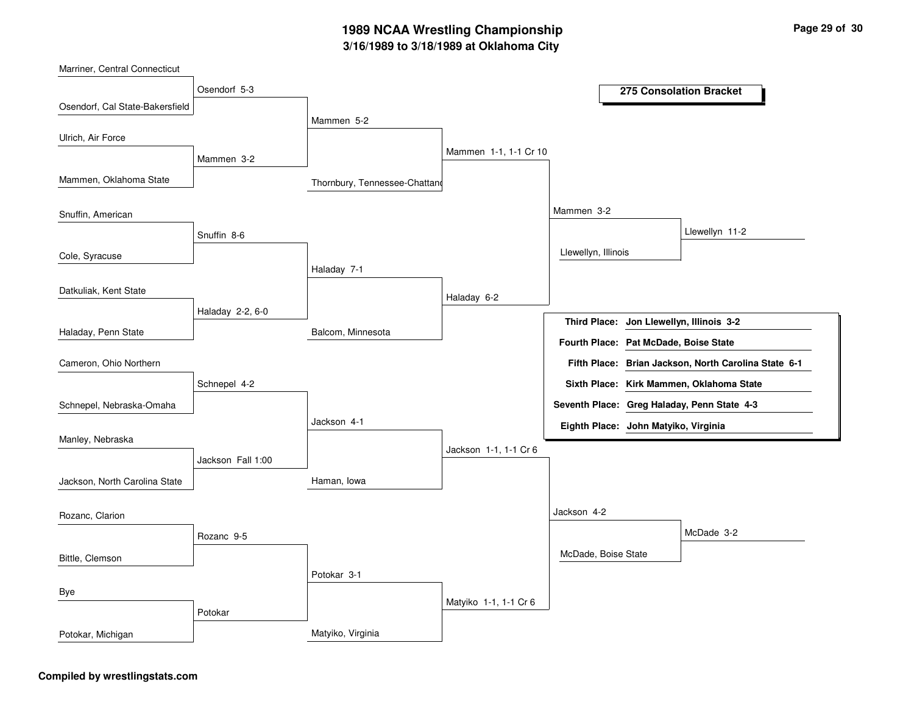# 1989 NCAA Wrestling Championship

## 3/16/1989 to 3/18/1989 at Oklahoma City

### 275 Consolation Bracket

**Round 1**

- Marriner, Central Connecticut vs. Osendorf, Cal State-Bakersfield — Osendorf 5-3
- Ulrich, Air Force vs. Mammen, Oklahoma State — Mammen 3-2
- Snuffin, American vs. Cole, Syracuse — Snuffin 8-6
- Datkuliak, Kent State vs. Haladay, Penn State — Haladay 2-2, 6-0
- Cameron, Ohio Northern vs. Schnepel, Nebraska-Omaha — Schnepel 4-2
- Manley, Nebraska vs. Jackson, North Carolina State — Jackson Fall 1:00
- Rozanc, Clarion vs. Bittle, Clemson — Rozanc 9-5
- Bye vs. Potokar, Michigan — Potokar

**Round 2**

- Osendorf vs. Mammen — Mammen 5-2
- Snuffin vs. Haladay — Haladay 7-1
- Schnepel vs. Jackson — Jackson 4-1
- Rozanc vs. Potokar — Potokar 3-1

**Round 3**

- Mammen vs. Thornbury, Tennessee-Chattanooga — Mammen 1-1, 1-1 Cr 10
- Haladay vs. Balcom, Minnesota — Haladay 6-2
- Jackson vs. Haman, Iowa — Jackson 1-1, 1-1 Cr 6
- Potokar vs. Matyiko, Virginia — Matyiko 1-1, 1-1 Cr 6

**Round 4**

- Mammen vs. Haladay — Mammen 3-2
- Jackson vs. Matyiko — Jackson 4-2

**Round 5**

- Mammen vs. Llewellyn, Illinois — Llewellyn 11-2
- Jackson vs. McDade, Boise State — McDade 3-2

| Place | Result |
| --- | --- |
| Third Place: | Jon Llewellyn, Illinois 3-2 |
| Fourth Place: | Pat McDade, Boise State |
| Fifth Place: | Brian Jackson, North Carolina State 6-1 |
| Sixth Place: | Kirk Mammen, Oklahoma State |
| Seventh Place: | Greg Haladay, Penn State 4-3 |
| Eighth Place: | John Matyiko, Virginia |

Compiled by wrestlingstats.com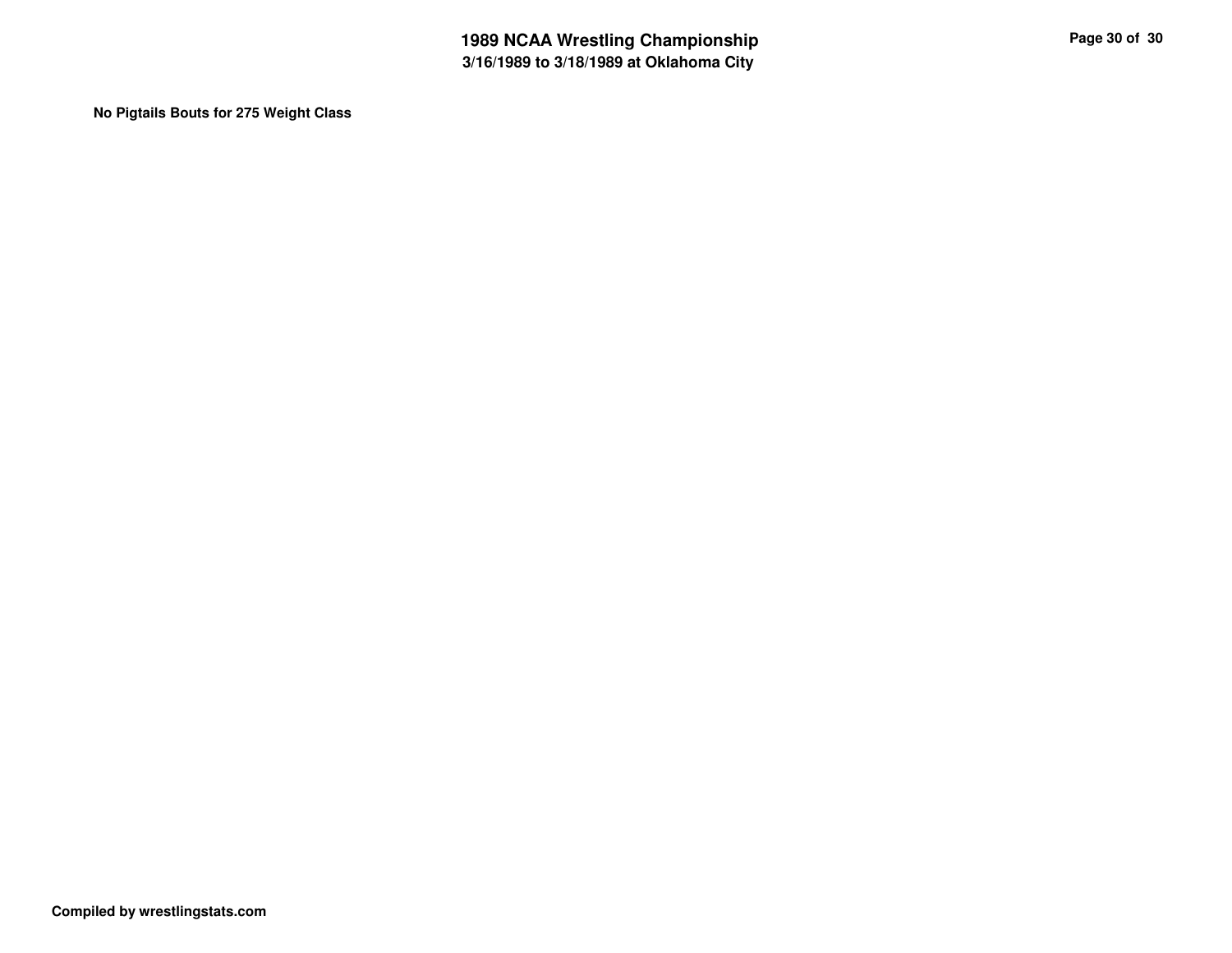**No Pigtails Bouts for 275 Weight Class**